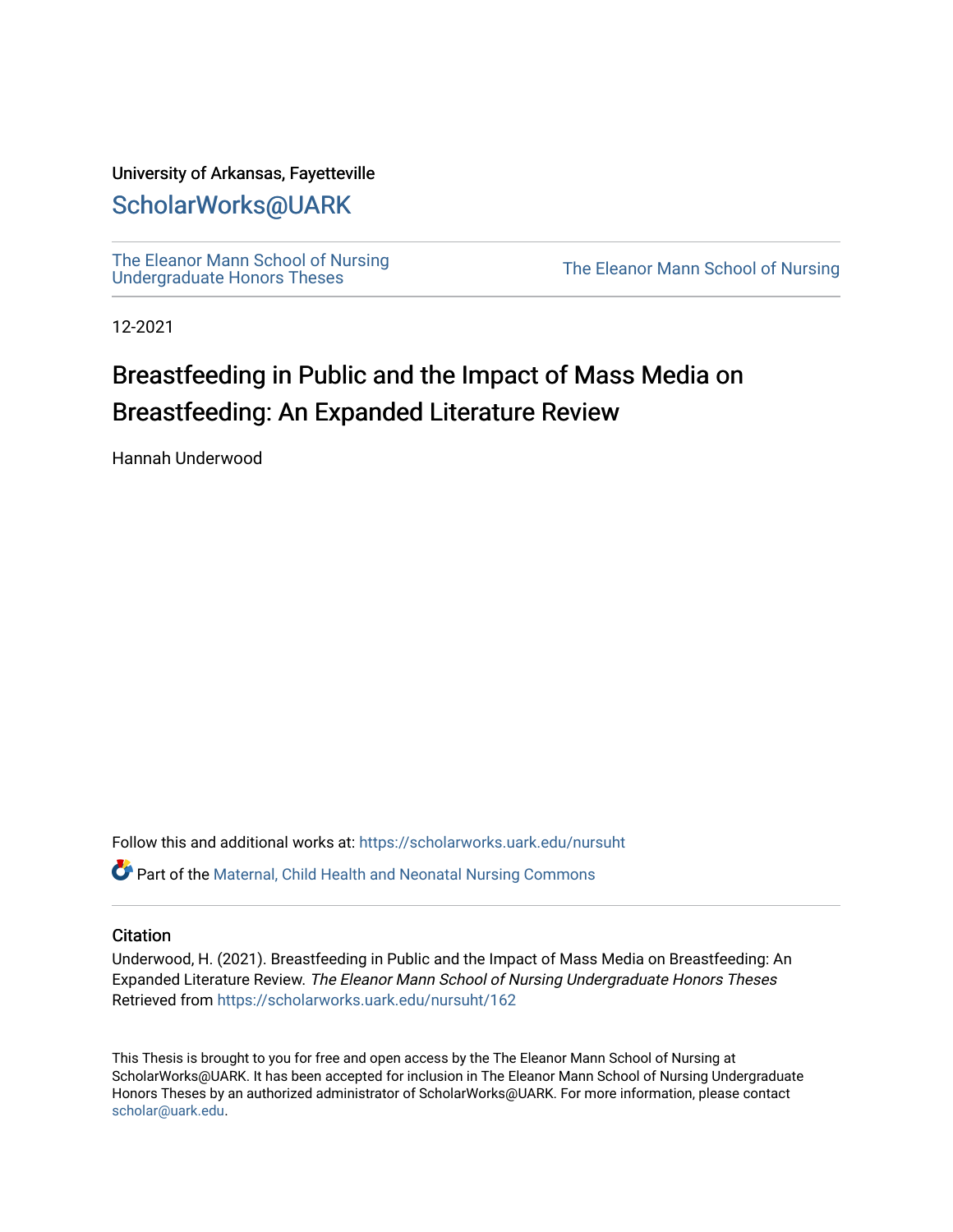University of Arkansas, Fayetteville

## ScholarWorks@UARK

The Eleanor Mann School of Nursing Undergraduate Honors Theses

The Eleanor Mann School of Nursing

12-2021

# Breastfeeding in Public and the Impact of Mass Media on Breastfeeding: An Expanded Literature Review

Hannah Underwood

Follow this and additional works at: https://scholarworks.uark.edu/nursuht

Part of the Maternal, Child Health and Neonatal Nursing Commons

### Citation

Underwood, H. (2021). Breastfeeding in Public and the Impact of Mass Media on Breastfeeding: An Expanded Literature Review. *The Eleanor Mann School of Nursing Undergraduate Honors Theses* Retrieved from https://scholarworks.uark.edu/nursuht/162

This Thesis is brought to you for free and open access by the The Eleanor Mann School of Nursing at ScholarWorks@UARK. It has been accepted for inclusion in The Eleanor Mann School of Nursing Undergraduate Honors Theses by an authorized administrator of ScholarWorks@UARK. For more information, please contact scholar@uark.edu.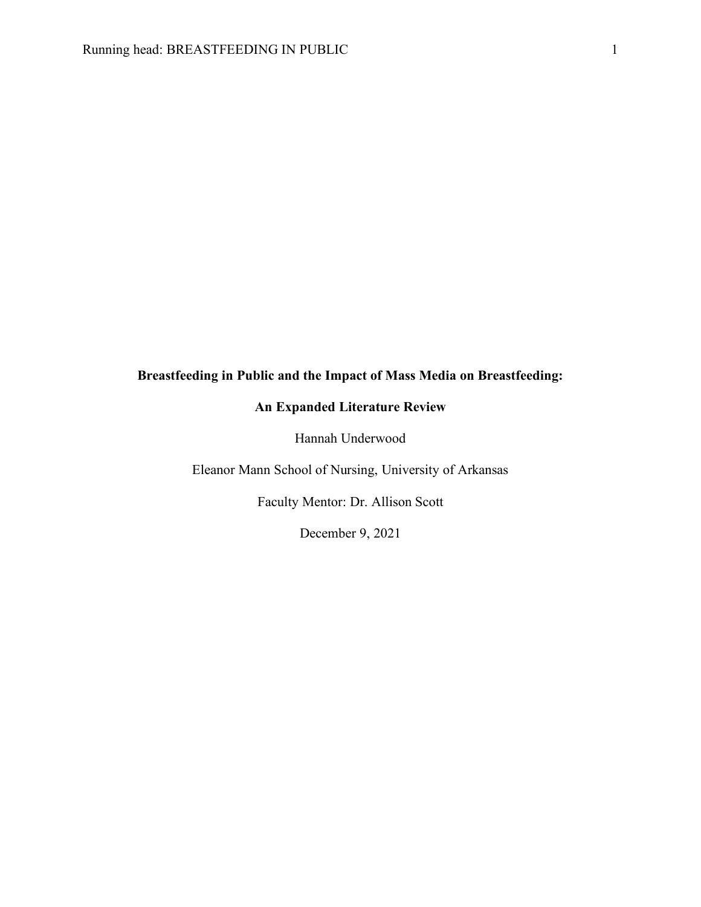# Breastfeeding in Public and the Impact of Mass Media on Breastfeeding: An Expanded Literature Review

Hannah Underwood

Eleanor Mann School of Nursing, University of Arkansas

Faculty Mentor: Dr. Allison Scott

December 9, 2021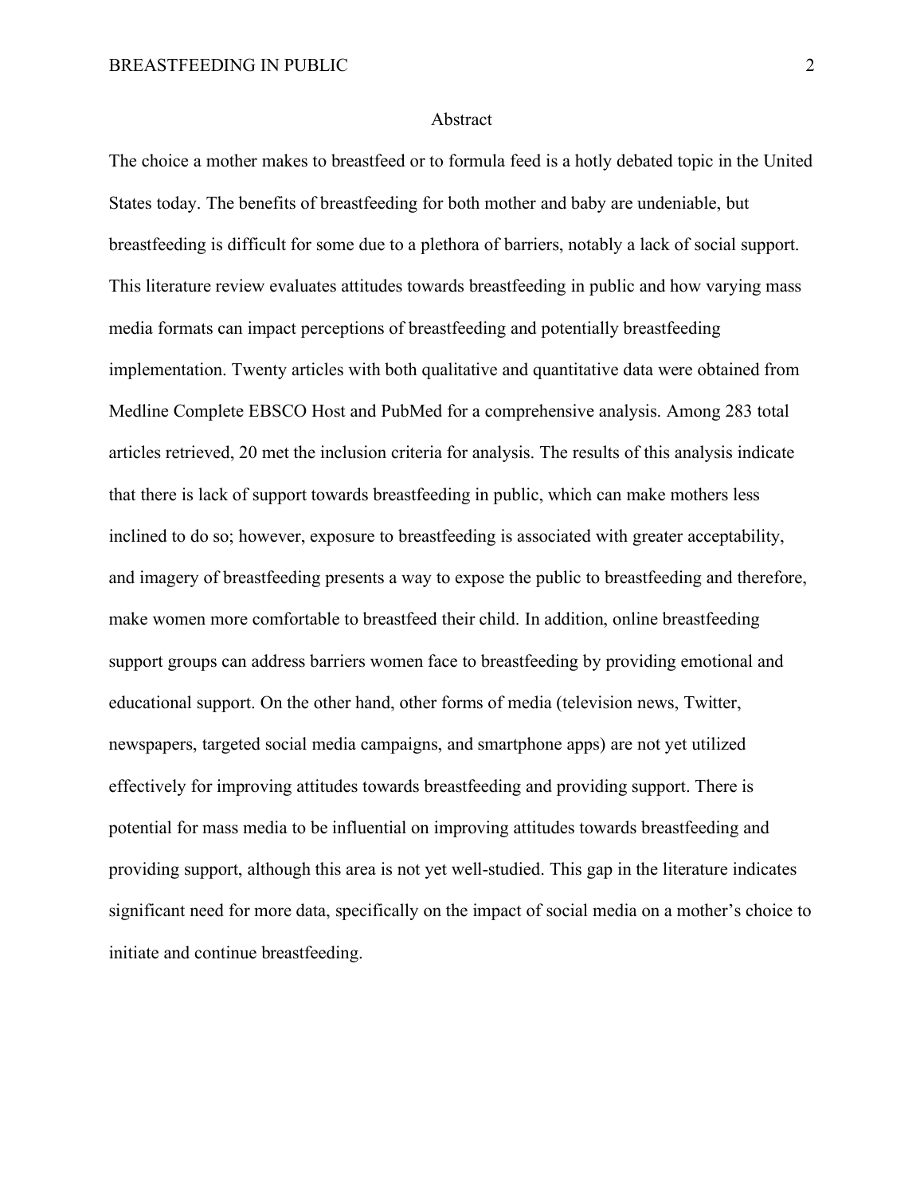# Abstract

The choice a mother makes to breastfeed or to formula feed is a hotly debated topic in the United States today. The benefits of breastfeeding for both mother and baby are undeniable, but breastfeeding is difficult for some due to a plethora of barriers, notably a lack of social support. This literature review evaluates attitudes towards breastfeeding in public and how varying mass media formats can impact perceptions of breastfeeding and potentially breastfeeding implementation. Twenty articles with both qualitative and quantitative data were obtained from Medline Complete EBSCO Host and PubMed for a comprehensive analysis. Among 283 total articles retrieved, 20 met the inclusion criteria for analysis. The results of this analysis indicate that there is lack of support towards breastfeeding in public, which can make mothers less inclined to do so; however, exposure to breastfeeding is associated with greater acceptability, and imagery of breastfeeding presents a way to expose the public to breastfeeding and therefore, make women more comfortable to breastfeed their child. In addition, online breastfeeding support groups can address barriers women face to breastfeeding by providing emotional and educational support. On the other hand, other forms of media (television news, Twitter, newspapers, targeted social media campaigns, and smartphone apps) are not yet utilized effectively for improving attitudes towards breastfeeding and providing support. There is potential for mass media to be influential on improving attitudes towards breastfeeding and providing support, although this area is not yet well-studied. This gap in the literature indicates significant need for more data, specifically on the impact of social media on a mother's choice to initiate and continue breastfeeding.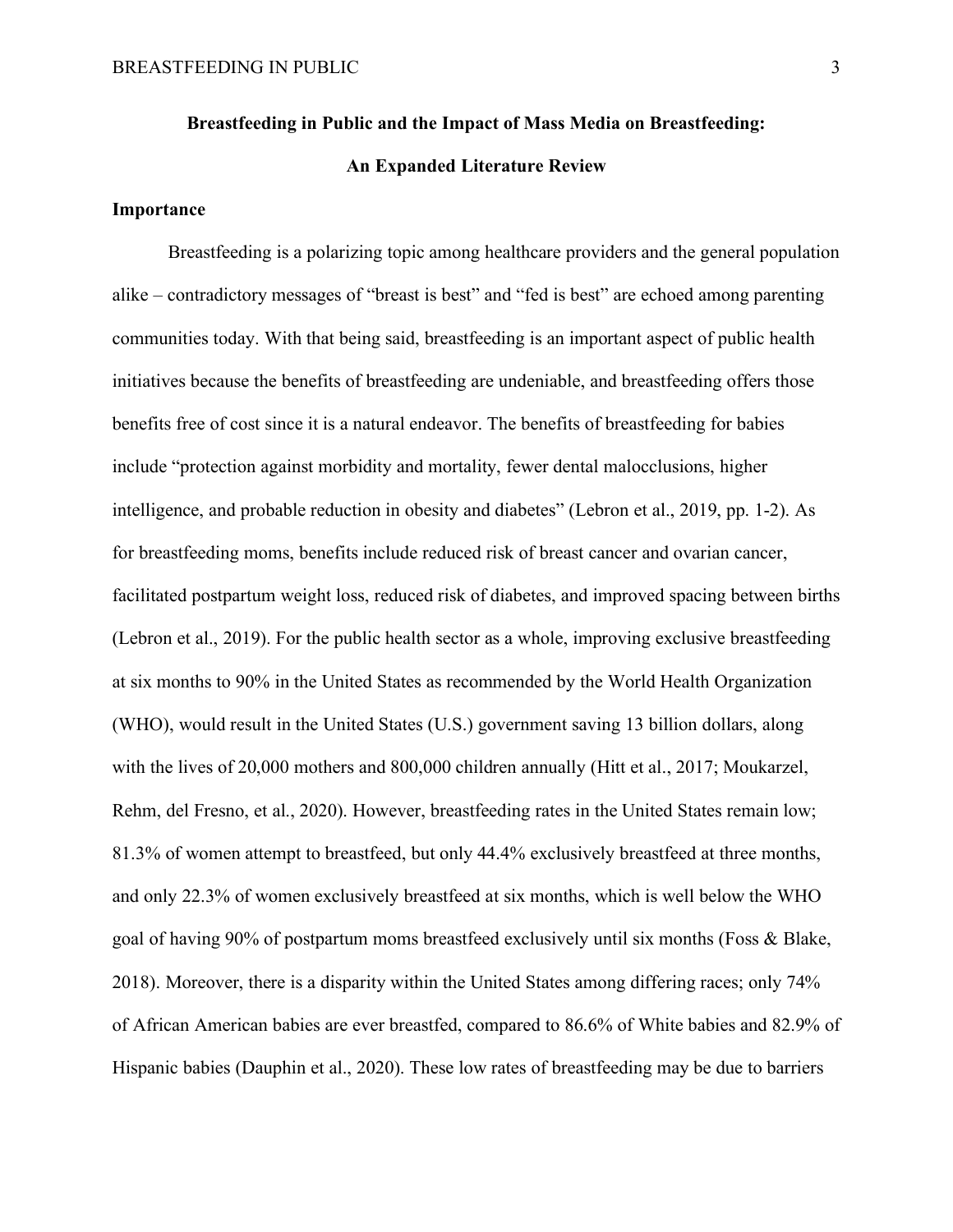**Breastfeeding in Public and the Impact of Mass Media on Breastfeeding:**

**An Expanded Literature Review**

**Importance**

Breastfeeding is a polarizing topic among healthcare providers and the general population alike – contradictory messages of "breast is best" and "fed is best" are echoed among parenting communities today. With that being said, breastfeeding is an important aspect of public health initiatives because the benefits of breastfeeding are undeniable, and breastfeeding offers those benefits free of cost since it is a natural endeavor. The benefits of breastfeeding for babies include "protection against morbidity and mortality, fewer dental malocclusions, higher intelligence, and probable reduction in obesity and diabetes" (Lebron et al., 2019, pp. 1-2). As for breastfeeding moms, benefits include reduced risk of breast cancer and ovarian cancer, facilitated postpartum weight loss, reduced risk of diabetes, and improved spacing between births (Lebron et al., 2019). For the public health sector as a whole, improving exclusive breastfeeding at six months to 90% in the United States as recommended by the World Health Organization (WHO), would result in the United States (U.S.) government saving 13 billion dollars, along with the lives of 20,000 mothers and 800,000 children annually (Hitt et al., 2017; Moukarzel, Rehm, del Fresno, et al., 2020). However, breastfeeding rates in the United States remain low; 81.3% of women attempt to breastfeed, but only 44.4% exclusively breastfeed at three months, and only 22.3% of women exclusively breastfeed at six months, which is well below the WHO goal of having 90% of postpartum moms breastfeed exclusively until six months (Foss & Blake, 2018). Moreover, there is a disparity within the United States among differing races; only 74% of African American babies are ever breastfed, compared to 86.6% of White babies and 82.9% of Hispanic babies (Dauphin et al., 2020). These low rates of breastfeeding may be due to barriers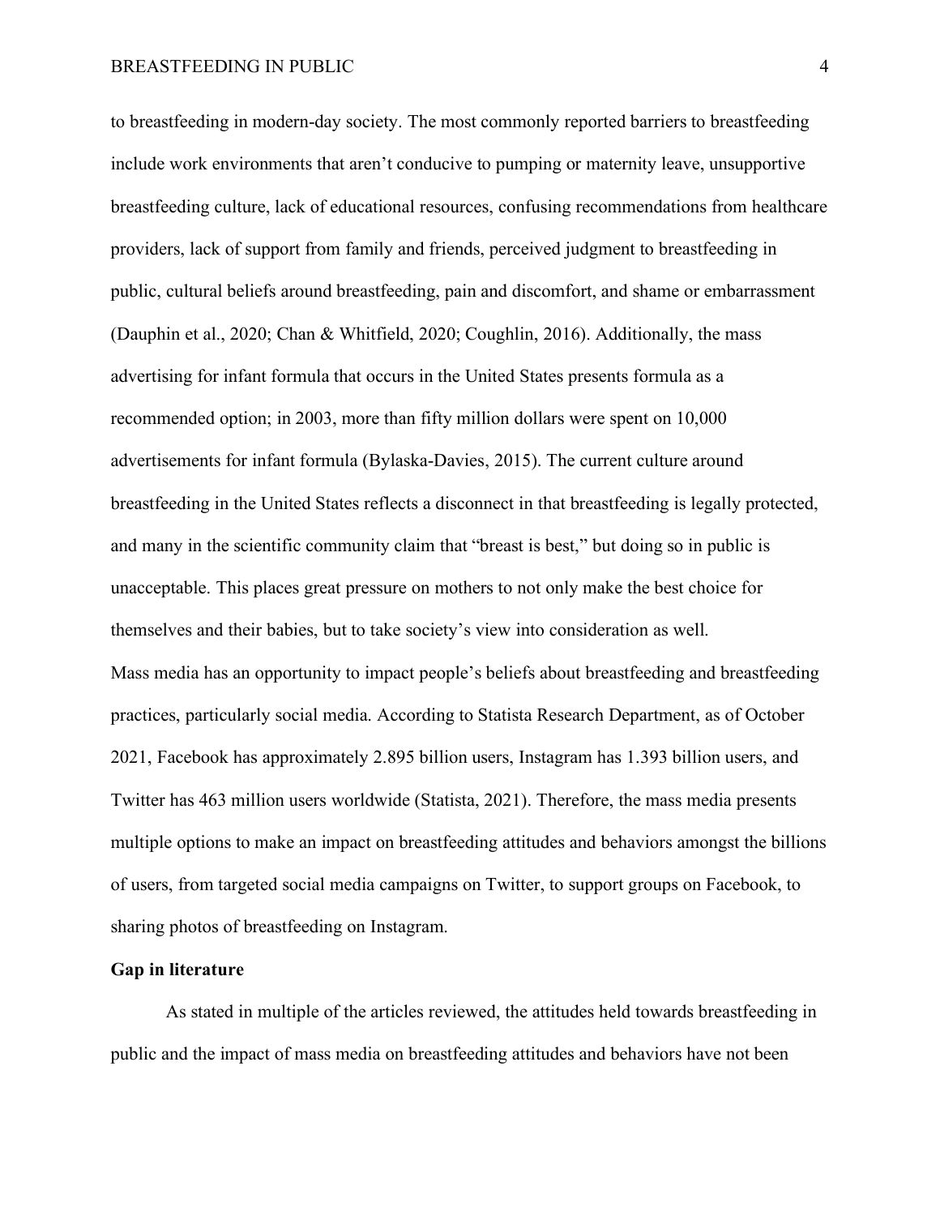to breastfeeding in modern-day society. The most commonly reported barriers to breastfeeding include work environments that aren't conducive to pumping or maternity leave, unsupportive breastfeeding culture, lack of educational resources, confusing recommendations from healthcare providers, lack of support from family and friends, perceived judgment to breastfeeding in public, cultural beliefs around breastfeeding, pain and discomfort, and shame or embarrassment (Dauphin et al., 2020; Chan & Whitfield, 2020; Coughlin, 2016). Additionally, the mass advertising for infant formula that occurs in the United States presents formula as a recommended option; in 2003, more than fifty million dollars were spent on 10,000 advertisements for infant formula (Bylaska-Davies, 2015). The current culture around breastfeeding in the United States reflects a disconnect in that breastfeeding is legally protected, and many in the scientific community claim that "breast is best," but doing so in public is unacceptable. This places great pressure on mothers to not only make the best choice for themselves and their babies, but to take society's view into consideration as well.

Mass media has an opportunity to impact people's beliefs about breastfeeding and breastfeeding practices, particularly social media. According to Statista Research Department, as of October 2021, Facebook has approximately 2.895 billion users, Instagram has 1.393 billion users, and Twitter has 463 million users worldwide (Statista, 2021). Therefore, the mass media presents multiple options to make an impact on breastfeeding attitudes and behaviors amongst the billions of users, from targeted social media campaigns on Twitter, to support groups on Facebook, to sharing photos of breastfeeding on Instagram.

**Gap in literature**

As stated in multiple of the articles reviewed, the attitudes held towards breastfeeding in public and the impact of mass media on breastfeeding attitudes and behaviors have not been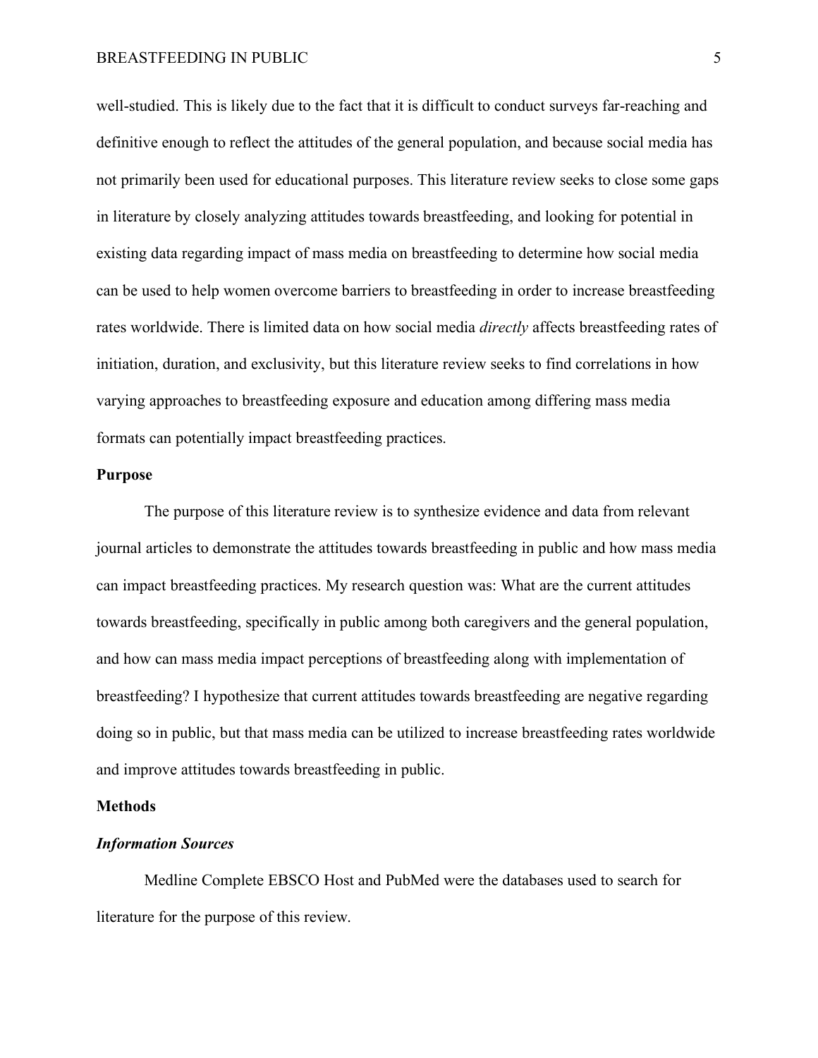well-studied. This is likely due to the fact that it is difficult to conduct surveys far-reaching and definitive enough to reflect the attitudes of the general population, and because social media has not primarily been used for educational purposes. This literature review seeks to close some gaps in literature by closely analyzing attitudes towards breastfeeding, and looking for potential in existing data regarding impact of mass media on breastfeeding to determine how social media can be used to help women overcome barriers to breastfeeding in order to increase breastfeeding rates worldwide. There is limited data on how social media *directly* affects breastfeeding rates of initiation, duration, and exclusivity, but this literature review seeks to find correlations in how varying approaches to breastfeeding exposure and education among differing mass media formats can potentially impact breastfeeding practices.

## Purpose

The purpose of this literature review is to synthesize evidence and data from relevant journal articles to demonstrate the attitudes towards breastfeeding in public and how mass media can impact breastfeeding practices. My research question was: What are the current attitudes towards breastfeeding, specifically in public among both caregivers and the general population, and how can mass media impact perceptions of breastfeeding along with implementation of breastfeeding? I hypothesize that current attitudes towards breastfeeding are negative regarding doing so in public, but that mass media can be utilized to increase breastfeeding rates worldwide and improve attitudes towards breastfeeding in public.

## Methods

### *Information Sources*

Medline Complete EBSCO Host and PubMed were the databases used to search for literature for the purpose of this review.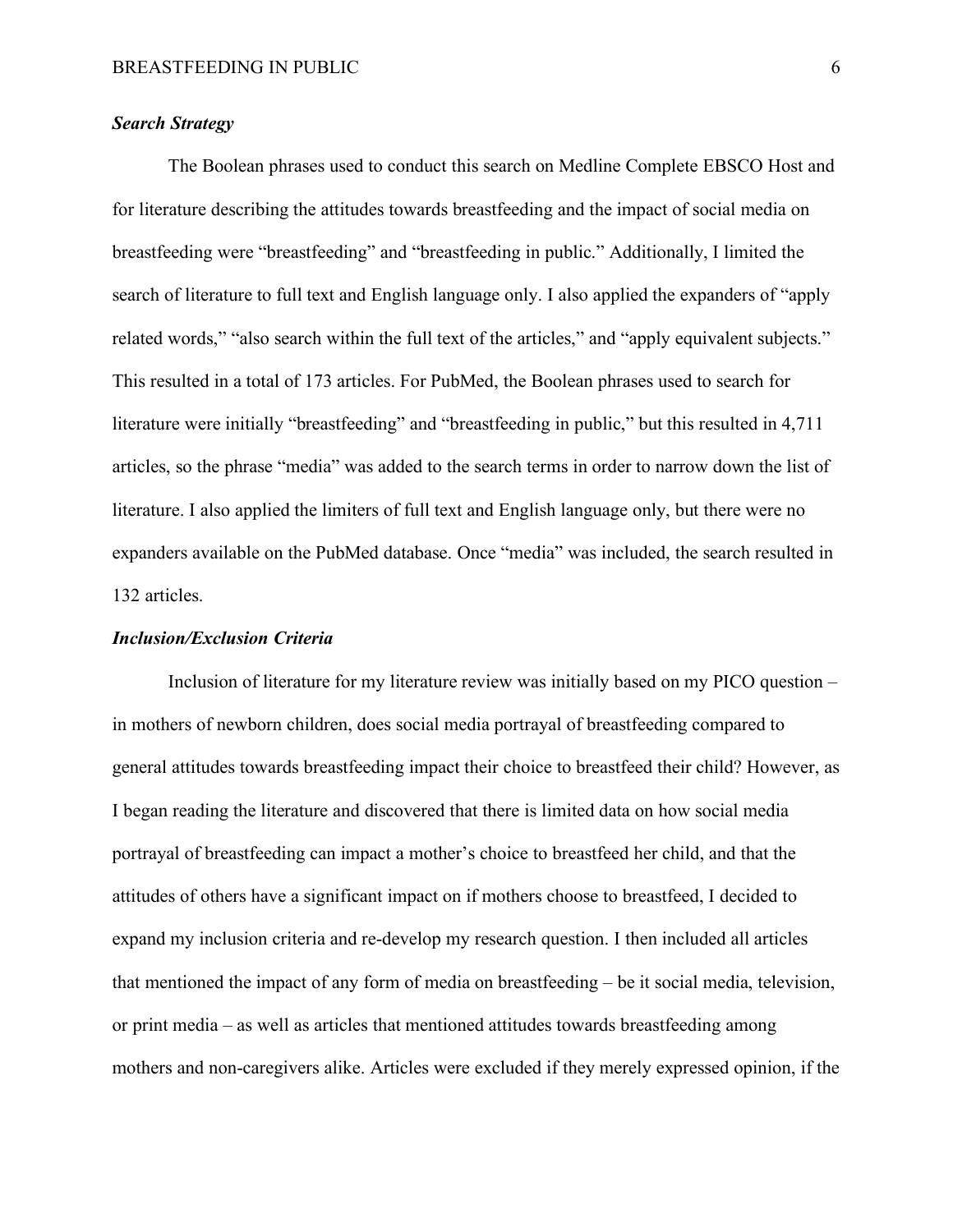### ***Search Strategy***

The Boolean phrases used to conduct this search on Medline Complete EBSCO Host and for literature describing the attitudes towards breastfeeding and the impact of social media on breastfeeding were "breastfeeding" and "breastfeeding in public." Additionally, I limited the search of literature to full text and English language only. I also applied the expanders of "apply related words," "also search within the full text of the articles," and "apply equivalent subjects." This resulted in a total of 173 articles. For PubMed, the Boolean phrases used to search for literature were initially "breastfeeding" and "breastfeeding in public," but this resulted in 4,711 articles, so the phrase "media" was added to the search terms in order to narrow down the list of literature. I also applied the limiters of full text and English language only, but there were no expanders available on the PubMed database. Once "media" was included, the search resulted in 132 articles.

### ***Inclusion/Exclusion Criteria***

Inclusion of literature for my literature review was initially based on my PICO question – in mothers of newborn children, does social media portrayal of breastfeeding compared to general attitudes towards breastfeeding impact their choice to breastfeed their child? However, as I began reading the literature and discovered that there is limited data on how social media portrayal of breastfeeding can impact a mother's choice to breastfeed her child, and that the attitudes of others have a significant impact on if mothers choose to breastfeed, I decided to expand my inclusion criteria and re-develop my research question. I then included all articles that mentioned the impact of any form of media on breastfeeding – be it social media, television, or print media – as well as articles that mentioned attitudes towards breastfeeding among mothers and non-caregivers alike. Articles were excluded if they merely expressed opinion, if the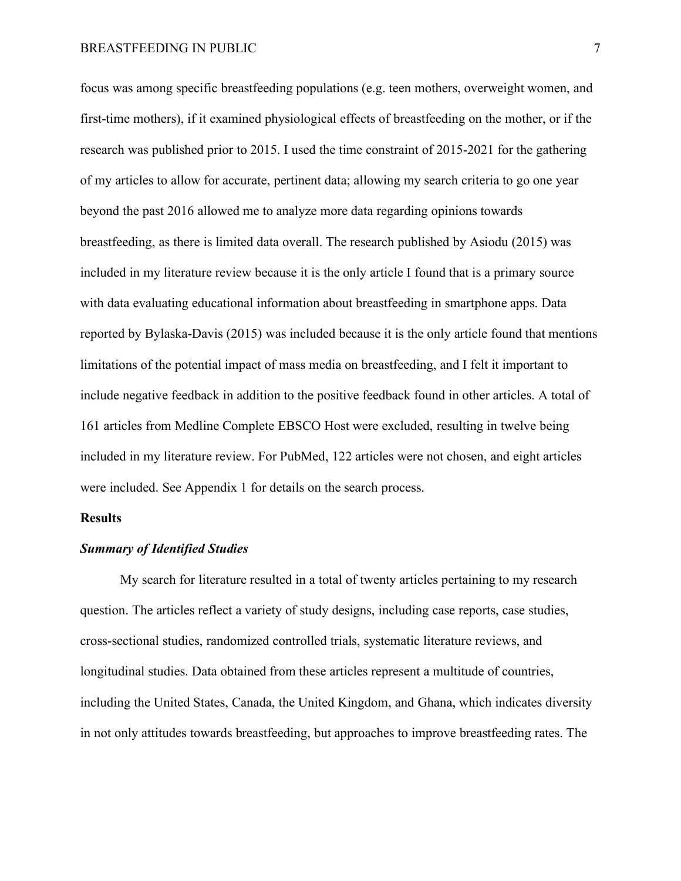focus was among specific breastfeeding populations (e.g. teen mothers, overweight women, and first-time mothers), if it examined physiological effects of breastfeeding on the mother, or if the research was published prior to 2015. I used the time constraint of 2015-2021 for the gathering of my articles to allow for accurate, pertinent data; allowing my search criteria to go one year beyond the past 2016 allowed me to analyze more data regarding opinions towards breastfeeding, as there is limited data overall. The research published by Asiodu (2015) was included in my literature review because it is the only article I found that is a primary source with data evaluating educational information about breastfeeding in smartphone apps. Data reported by Bylaska-Davis (2015) was included because it is the only article found that mentions limitations of the potential impact of mass media on breastfeeding, and I felt it important to include negative feedback in addition to the positive feedback found in other articles. A total of 161 articles from Medline Complete EBSCO Host were excluded, resulting in twelve being included in my literature review. For PubMed, 122 articles were not chosen, and eight articles were included. See Appendix 1 for details on the search process.

## Results

### *Summary of Identified Studies*

My search for literature resulted in a total of twenty articles pertaining to my research question. The articles reflect a variety of study designs, including case reports, case studies, cross-sectional studies, randomized controlled trials, systematic literature reviews, and longitudinal studies. Data obtained from these articles represent a multitude of countries, including the United States, Canada, the United Kingdom, and Ghana, which indicates diversity in not only attitudes towards breastfeeding, but approaches to improve breastfeeding rates. The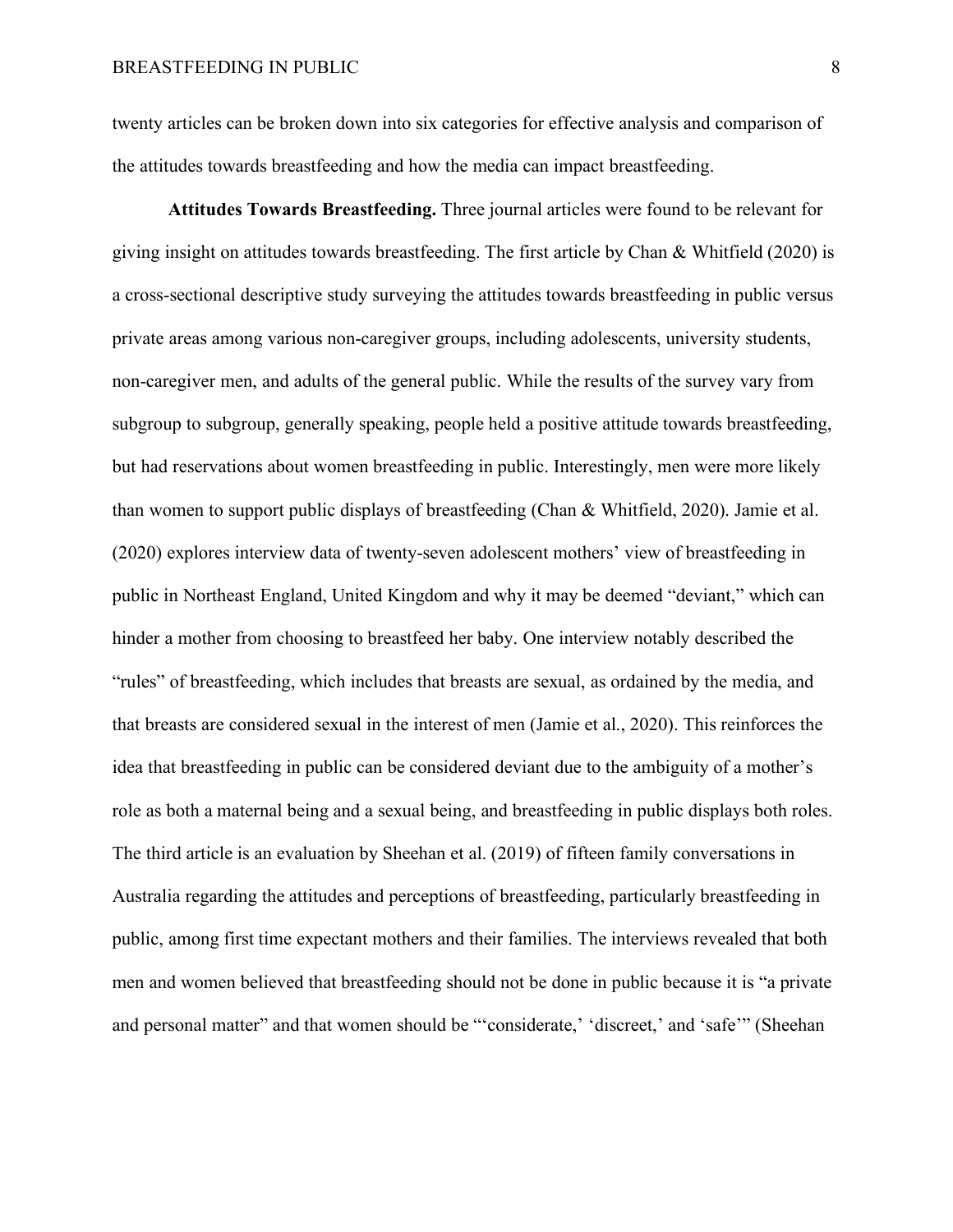twenty articles can be broken down into six categories for effective analysis and comparison of the attitudes towards breastfeeding and how the media can impact breastfeeding.

**Attitudes Towards Breastfeeding.** Three journal articles were found to be relevant for giving insight on attitudes towards breastfeeding. The first article by Chan & Whitfield (2020) is a cross-sectional descriptive study surveying the attitudes towards breastfeeding in public versus private areas among various non-caregiver groups, including adolescents, university students, non-caregiver men, and adults of the general public. While the results of the survey vary from subgroup to subgroup, generally speaking, people held a positive attitude towards breastfeeding, but had reservations about women breastfeeding in public. Interestingly, men were more likely than women to support public displays of breastfeeding (Chan & Whitfield, 2020). Jamie et al. (2020) explores interview data of twenty-seven adolescent mothers' view of breastfeeding in public in Northeast England, United Kingdom and why it may be deemed "deviant," which can hinder a mother from choosing to breastfeed her baby. One interview notably described the "rules" of breastfeeding, which includes that breasts are sexual, as ordained by the media, and that breasts are considered sexual in the interest of men (Jamie et al., 2020). This reinforces the idea that breastfeeding in public can be considered deviant due to the ambiguity of a mother's role as both a maternal being and a sexual being, and breastfeeding in public displays both roles. The third article is an evaluation by Sheehan et al. (2019) of fifteen family conversations in Australia regarding the attitudes and perceptions of breastfeeding, particularly breastfeeding in public, among first time expectant mothers and their families. The interviews revealed that both men and women believed that breastfeeding should not be done in public because it is "a private and personal matter" and that women should be "'considerate,' 'discreet,' and 'safe'" (Sheehan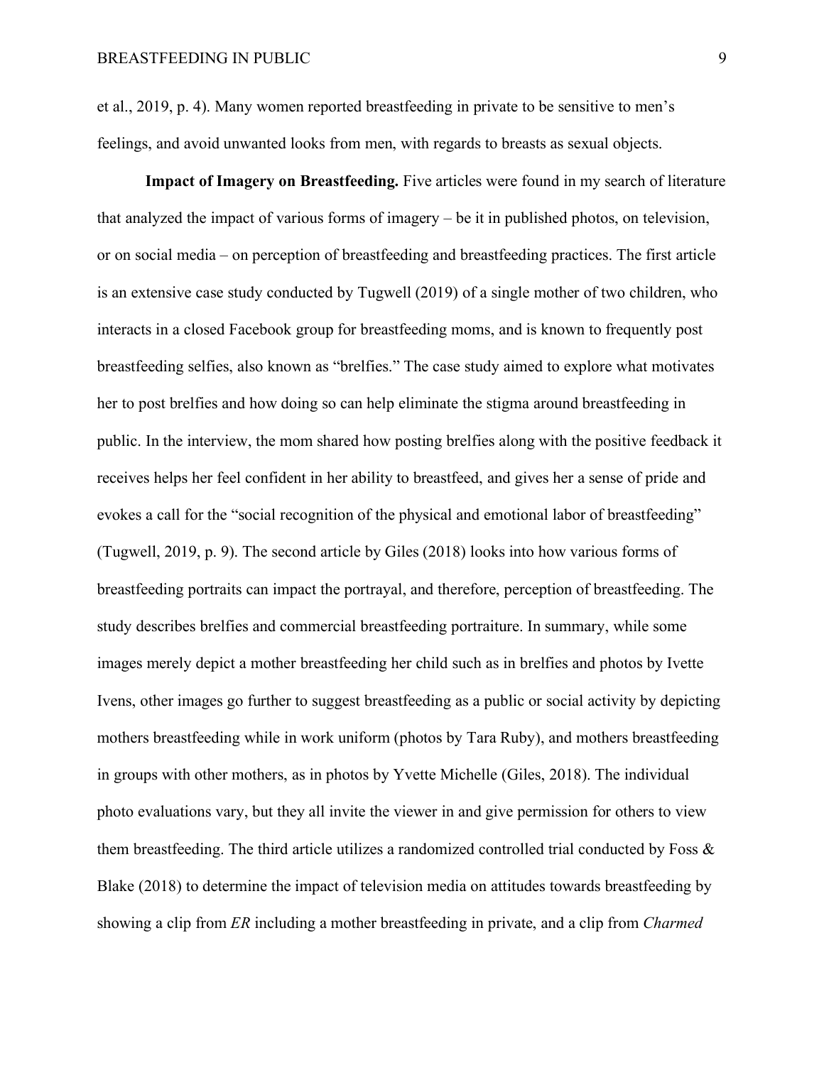et al., 2019, p. 4). Many women reported breastfeeding in private to be sensitive to men's feelings, and avoid unwanted looks from men, with regards to breasts as sexual objects.

**Impact of Imagery on Breastfeeding.** Five articles were found in my search of literature that analyzed the impact of various forms of imagery – be it in published photos, on television, or on social media – on perception of breastfeeding and breastfeeding practices. The first article is an extensive case study conducted by Tugwell (2019) of a single mother of two children, who interacts in a closed Facebook group for breastfeeding moms, and is known to frequently post breastfeeding selfies, also known as "brelfies." The case study aimed to explore what motivates her to post brelfies and how doing so can help eliminate the stigma around breastfeeding in public. In the interview, the mom shared how posting brelfies along with the positive feedback it receives helps her feel confident in her ability to breastfeed, and gives her a sense of pride and evokes a call for the "social recognition of the physical and emotional labor of breastfeeding" (Tugwell, 2019, p. 9). The second article by Giles (2018) looks into how various forms of breastfeeding portraits can impact the portrayal, and therefore, perception of breastfeeding. The study describes brelfies and commercial breastfeeding portraiture. In summary, while some images merely depict a mother breastfeeding her child such as in brelfies and photos by Ivette Ivens, other images go further to suggest breastfeeding as a public or social activity by depicting mothers breastfeeding while in work uniform (photos by Tara Ruby), and mothers breastfeeding in groups with other mothers, as in photos by Yvette Michelle (Giles, 2018). The individual photo evaluations vary, but they all invite the viewer in and give permission for others to view them breastfeeding. The third article utilizes a randomized controlled trial conducted by Foss & Blake (2018) to determine the impact of television media on attitudes towards breastfeeding by showing a clip from *ER* including a mother breastfeeding in private, and a clip from *Charmed*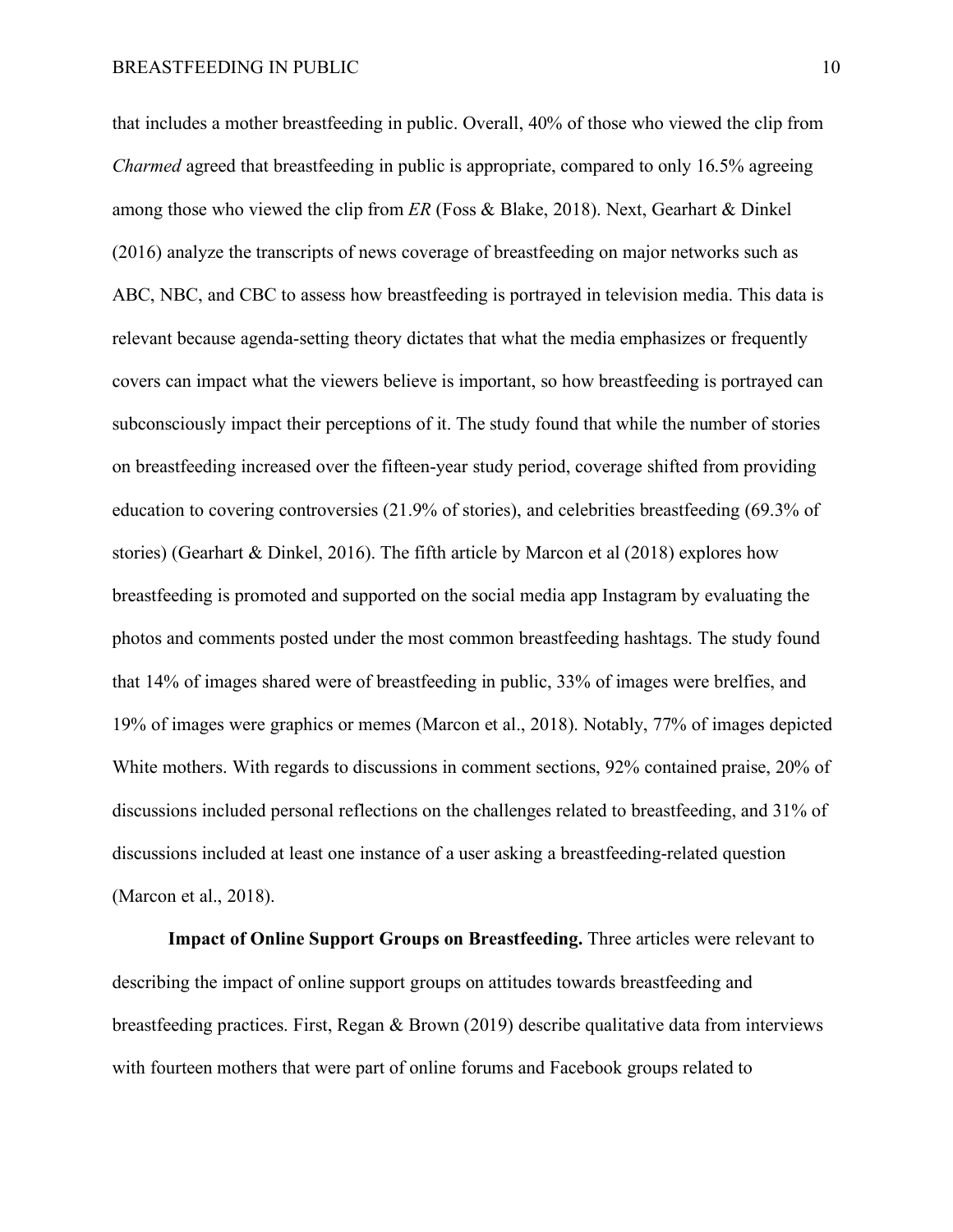that includes a mother breastfeeding in public. Overall, 40% of those who viewed the clip from *Charmed* agreed that breastfeeding in public is appropriate, compared to only 16.5% agreeing among those who viewed the clip from *ER* (Foss & Blake, 2018). Next, Gearhart & Dinkel (2016) analyze the transcripts of news coverage of breastfeeding on major networks such as ABC, NBC, and CBC to assess how breastfeeding is portrayed in television media. This data is relevant because agenda-setting theory dictates that what the media emphasizes or frequently covers can impact what the viewers believe is important, so how breastfeeding is portrayed can subconsciously impact their perceptions of it. The study found that while the number of stories on breastfeeding increased over the fifteen-year study period, coverage shifted from providing education to covering controversies (21.9% of stories), and celebrities breastfeeding (69.3% of stories) (Gearhart & Dinkel, 2016). The fifth article by Marcon et al (2018) explores how breastfeeding is promoted and supported on the social media app Instagram by evaluating the photos and comments posted under the most common breastfeeding hashtags. The study found that 14% of images shared were of breastfeeding in public, 33% of images were brelfies, and 19% of images were graphics or memes (Marcon et al., 2018). Notably, 77% of images depicted White mothers. With regards to discussions in comment sections, 92% contained praise, 20% of discussions included personal reflections on the challenges related to breastfeeding, and 31% of discussions included at least one instance of a user asking a breastfeeding-related question (Marcon et al., 2018).

**Impact of Online Support Groups on Breastfeeding.** Three articles were relevant to describing the impact of online support groups on attitudes towards breastfeeding and breastfeeding practices. First, Regan & Brown (2019) describe qualitative data from interviews with fourteen mothers that were part of online forums and Facebook groups related to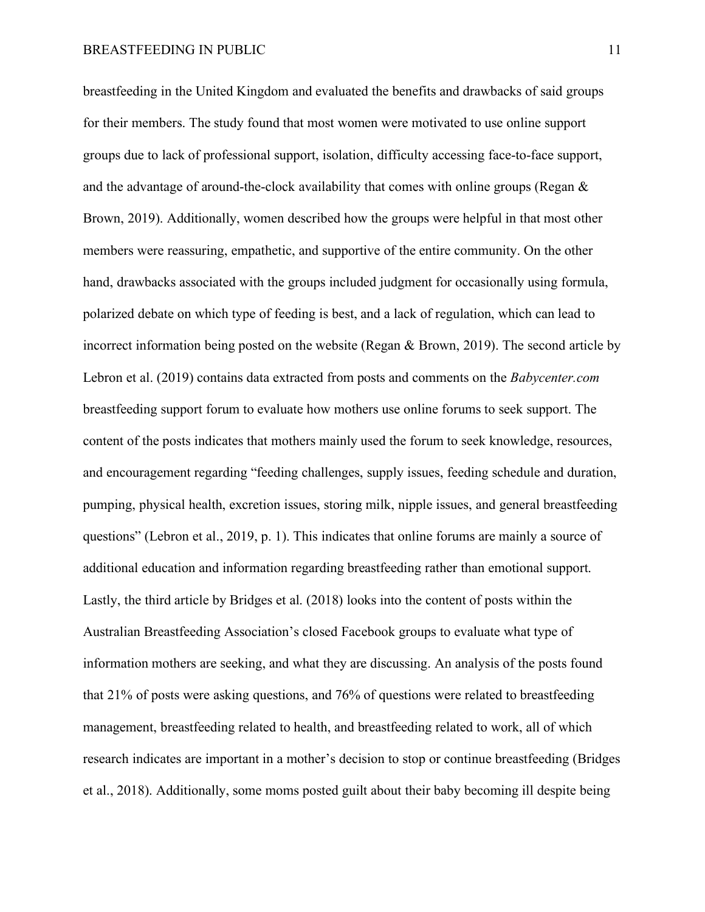breastfeeding in the United Kingdom and evaluated the benefits and drawbacks of said groups for their members. The study found that most women were motivated to use online support groups due to lack of professional support, isolation, difficulty accessing face-to-face support, and the advantage of around-the-clock availability that comes with online groups (Regan & Brown, 2019). Additionally, women described how the groups were helpful in that most other members were reassuring, empathetic, and supportive of the entire community. On the other hand, drawbacks associated with the groups included judgment for occasionally using formula, polarized debate on which type of feeding is best, and a lack of regulation, which can lead to incorrect information being posted on the website (Regan & Brown, 2019). The second article by Lebron et al. (2019) contains data extracted from posts and comments on the *Babycenter.com* breastfeeding support forum to evaluate how mothers use online forums to seek support. The content of the posts indicates that mothers mainly used the forum to seek knowledge, resources, and encouragement regarding "feeding challenges, supply issues, feeding schedule and duration, pumping, physical health, excretion issues, storing milk, nipple issues, and general breastfeeding questions" (Lebron et al., 2019, p. 1). This indicates that online forums are mainly a source of additional education and information regarding breastfeeding rather than emotional support. Lastly, the third article by Bridges et al. (2018) looks into the content of posts within the Australian Breastfeeding Association's closed Facebook groups to evaluate what type of information mothers are seeking, and what they are discussing. An analysis of the posts found that 21% of posts were asking questions, and 76% of questions were related to breastfeeding management, breastfeeding related to health, and breastfeeding related to work, all of which research indicates are important in a mother's decision to stop or continue breastfeeding (Bridges et al., 2018). Additionally, some moms posted guilt about their baby becoming ill despite being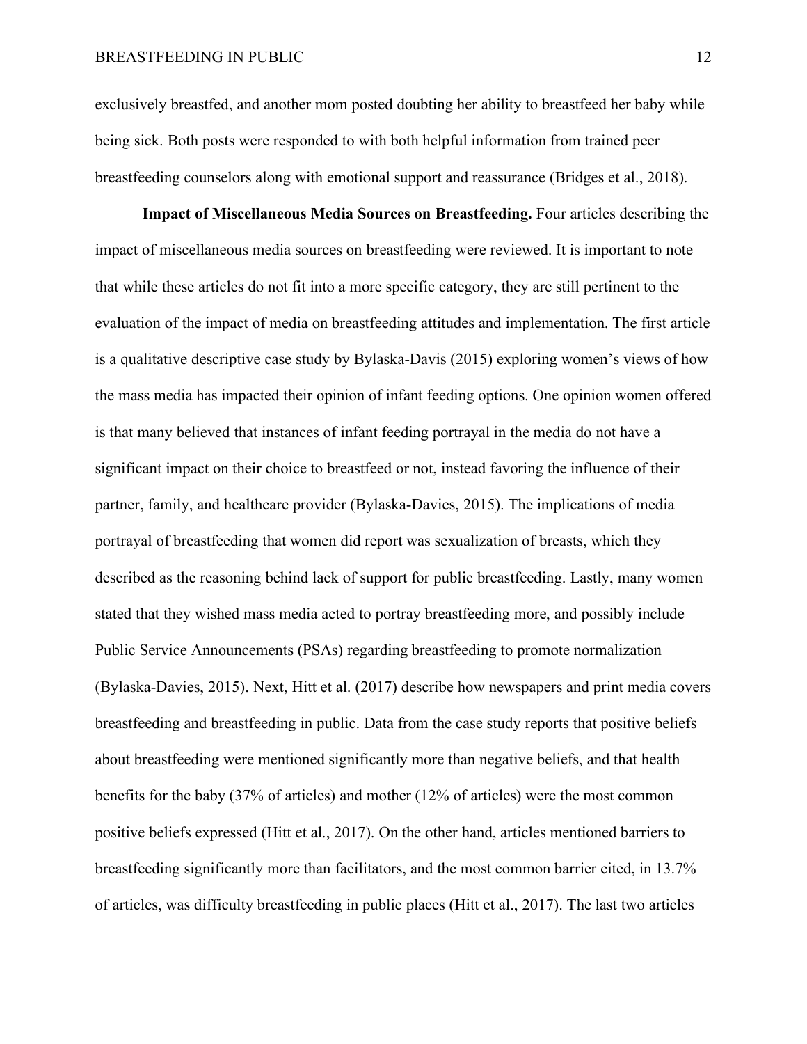exclusively breastfed, and another mom posted doubting her ability to breastfeed her baby while being sick. Both posts were responded to with both helpful information from trained peer breastfeeding counselors along with emotional support and reassurance (Bridges et al., 2018).

**Impact of Miscellaneous Media Sources on Breastfeeding.** Four articles describing the impact of miscellaneous media sources on breastfeeding were reviewed. It is important to note that while these articles do not fit into a more specific category, they are still pertinent to the evaluation of the impact of media on breastfeeding attitudes and implementation. The first article is a qualitative descriptive case study by Bylaska-Davis (2015) exploring women's views of how the mass media has impacted their opinion of infant feeding options. One opinion women offered is that many believed that instances of infant feeding portrayal in the media do not have a significant impact on their choice to breastfeed or not, instead favoring the influence of their partner, family, and healthcare provider (Bylaska-Davies, 2015). The implications of media portrayal of breastfeeding that women did report was sexualization of breasts, which they described as the reasoning behind lack of support for public breastfeeding. Lastly, many women stated that they wished mass media acted to portray breastfeeding more, and possibly include Public Service Announcements (PSAs) regarding breastfeeding to promote normalization (Bylaska-Davies, 2015). Next, Hitt et al. (2017) describe how newspapers and print media covers breastfeeding and breastfeeding in public. Data from the case study reports that positive beliefs about breastfeeding were mentioned significantly more than negative beliefs, and that health benefits for the baby (37% of articles) and mother (12% of articles) were the most common positive beliefs expressed (Hitt et al., 2017). On the other hand, articles mentioned barriers to breastfeeding significantly more than facilitators, and the most common barrier cited, in 13.7% of articles, was difficulty breastfeeding in public places (Hitt et al., 2017). The last two articles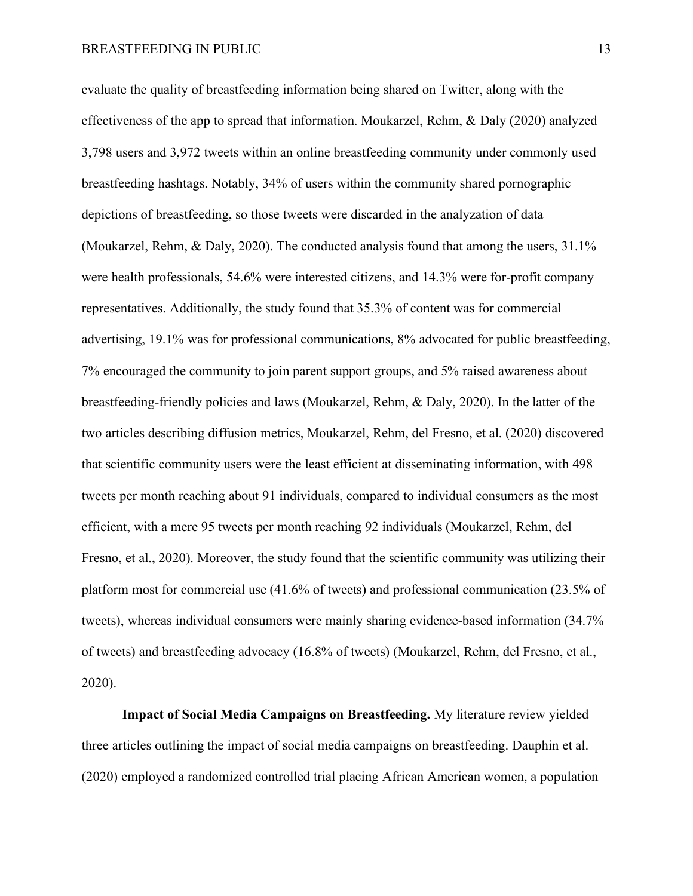evaluate the quality of breastfeeding information being shared on Twitter, along with the effectiveness of the app to spread that information. Moukarzel, Rehm, & Daly (2020) analyzed 3,798 users and 3,972 tweets within an online breastfeeding community under commonly used breastfeeding hashtags. Notably, 34% of users within the community shared pornographic depictions of breastfeeding, so those tweets were discarded in the analyzation of data (Moukarzel, Rehm, & Daly, 2020). The conducted analysis found that among the users, 31.1% were health professionals, 54.6% were interested citizens, and 14.3% were for-profit company representatives. Additionally, the study found that 35.3% of content was for commercial advertising, 19.1% was for professional communications, 8% advocated for public breastfeeding, 7% encouraged the community to join parent support groups, and 5% raised awareness about breastfeeding-friendly policies and laws (Moukarzel, Rehm, & Daly, 2020). In the latter of the two articles describing diffusion metrics, Moukarzel, Rehm, del Fresno, et al. (2020) discovered that scientific community users were the least efficient at disseminating information, with 498 tweets per month reaching about 91 individuals, compared to individual consumers as the most efficient, with a mere 95 tweets per month reaching 92 individuals (Moukarzel, Rehm, del Fresno, et al., 2020). Moreover, the study found that the scientific community was utilizing their platform most for commercial use (41.6% of tweets) and professional communication (23.5% of tweets), whereas individual consumers were mainly sharing evidence-based information (34.7% of tweets) and breastfeeding advocacy (16.8% of tweets) (Moukarzel, Rehm, del Fresno, et al., 2020).

**Impact of Social Media Campaigns on Breastfeeding.** My literature review yielded three articles outlining the impact of social media campaigns on breastfeeding. Dauphin et al. (2020) employed a randomized controlled trial placing African American women, a population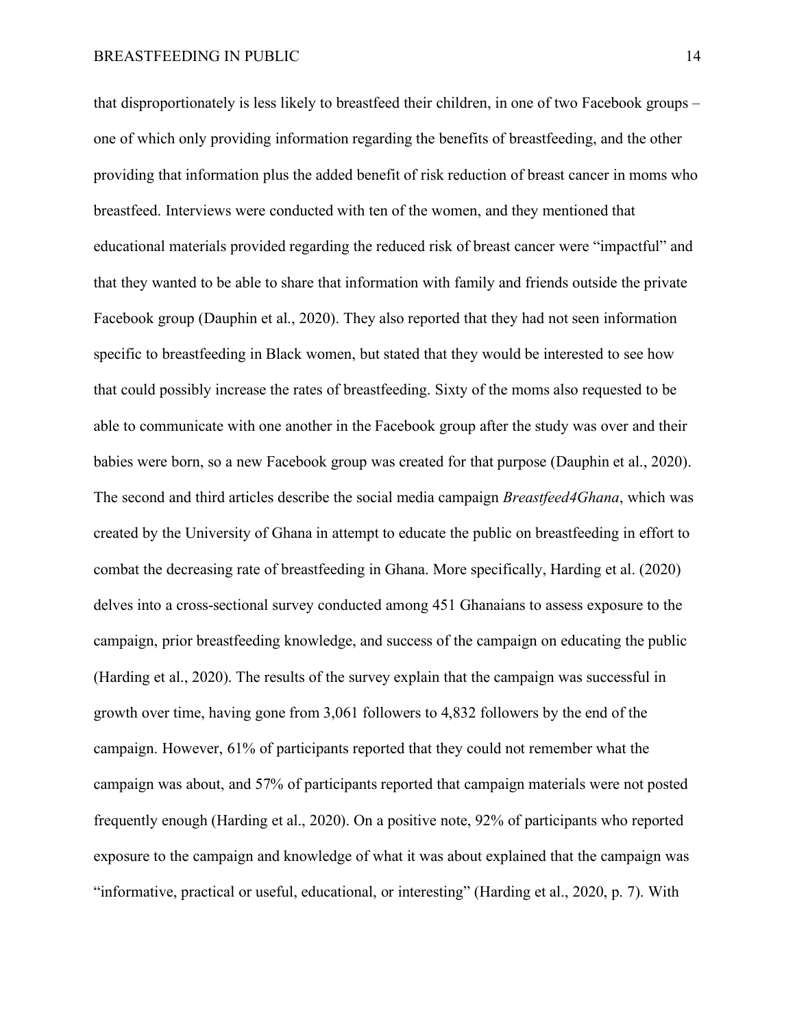that disproportionately is less likely to breastfeed their children, in one of two Facebook groups – one of which only providing information regarding the benefits of breastfeeding, and the other providing that information plus the added benefit of risk reduction of breast cancer in moms who breastfeed. Interviews were conducted with ten of the women, and they mentioned that educational materials provided regarding the reduced risk of breast cancer were "impactful" and that they wanted to be able to share that information with family and friends outside the private Facebook group (Dauphin et al., 2020). They also reported that they had not seen information specific to breastfeeding in Black women, but stated that they would be interested to see how that could possibly increase the rates of breastfeeding. Sixty of the moms also requested to be able to communicate with one another in the Facebook group after the study was over and their babies were born, so a new Facebook group was created for that purpose (Dauphin et al., 2020). The second and third articles describe the social media campaign *Breastfeed4Ghana*, which was created by the University of Ghana in attempt to educate the public on breastfeeding in effort to combat the decreasing rate of breastfeeding in Ghana. More specifically, Harding et al. (2020) delves into a cross-sectional survey conducted among 451 Ghanaians to assess exposure to the campaign, prior breastfeeding knowledge, and success of the campaign on educating the public (Harding et al., 2020). The results of the survey explain that the campaign was successful in growth over time, having gone from 3,061 followers to 4,832 followers by the end of the campaign. However, 61% of participants reported that they could not remember what the campaign was about, and 57% of participants reported that campaign materials were not posted frequently enough (Harding et al., 2020). On a positive note, 92% of participants who reported exposure to the campaign and knowledge of what it was about explained that the campaign was "informative, practical or useful, educational, or interesting" (Harding et al., 2020, p. 7). With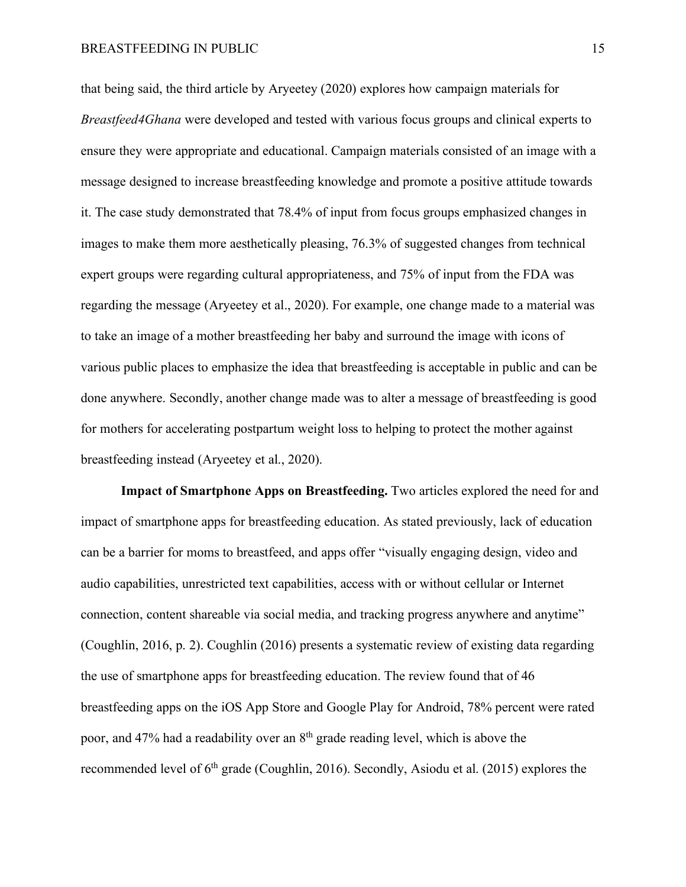that being said, the third article by Aryeetey (2020) explores how campaign materials for *Breastfeed4Ghana* were developed and tested with various focus groups and clinical experts to ensure they were appropriate and educational. Campaign materials consisted of an image with a message designed to increase breastfeeding knowledge and promote a positive attitude towards it. The case study demonstrated that 78.4% of input from focus groups emphasized changes in images to make them more aesthetically pleasing, 76.3% of suggested changes from technical expert groups were regarding cultural appropriateness, and 75% of input from the FDA was regarding the message (Aryeetey et al., 2020). For example, one change made to a material was to take an image of a mother breastfeeding her baby and surround the image with icons of various public places to emphasize the idea that breastfeeding is acceptable in public and can be done anywhere. Secondly, another change made was to alter a message of breastfeeding is good for mothers for accelerating postpartum weight loss to helping to protect the mother against breastfeeding instead (Aryeetey et al., 2020).

**Impact of Smartphone Apps on Breastfeeding.** Two articles explored the need for and impact of smartphone apps for breastfeeding education. As stated previously, lack of education can be a barrier for moms to breastfeed, and apps offer "visually engaging design, video and audio capabilities, unrestricted text capabilities, access with or without cellular or Internet connection, content shareable via social media, and tracking progress anywhere and anytime" (Coughlin, 2016, p. 2). Coughlin (2016) presents a systematic review of existing data regarding the use of smartphone apps for breastfeeding education. The review found that of 46 breastfeeding apps on the iOS App Store and Google Play for Android, 78% percent were rated poor, and 47% had a readability over an 8th grade reading level, which is above the recommended level of 6th grade (Coughlin, 2016). Secondly, Asiodu et al. (2015) explores the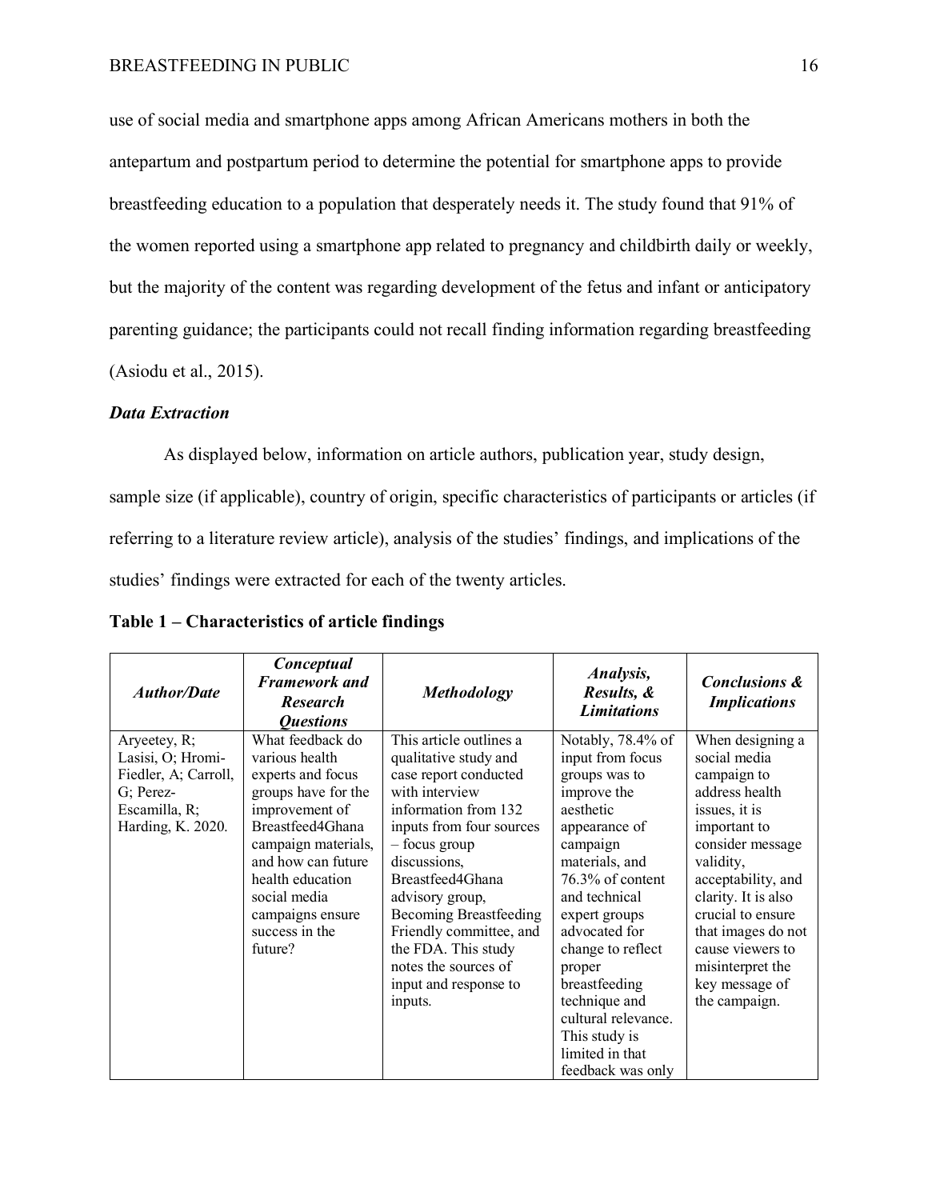use of social media and smartphone apps among African Americans mothers in both the antepartum and postpartum period to determine the potential for smartphone apps to provide breastfeeding education to a population that desperately needs it. The study found that 91% of the women reported using a smartphone app related to pregnancy and childbirth daily or weekly, but the majority of the content was regarding development of the fetus and infant or anticipatory parenting guidance; the participants could not recall finding information regarding breastfeeding (Asiodu et al., 2015).

### *Data Extraction*

As displayed below, information on article authors, publication year, study design, sample size (if applicable), country of origin, specific characteristics of participants or articles (if referring to a literature review article), analysis of the studies' findings, and implications of the studies' findings were extracted for each of the twenty articles.

**Table 1 – Characteristics of article findings**

| ***Author/Date*** | ***Conceptual Framework and Research Questions*** | ***Methodology*** | ***Analysis, Results, & Limitations*** | ***Conclusions & Implications*** |
|---|---|---|---|---|
| Aryeetey, R; Lasisi, O; Hromi-Fiedler, A; Carroll, G; Perez-Escamilla, R; Harding, K. 2020. | What feedback do various health experts and focus groups have for the improvement of Breastfeed4Ghana campaign materials, and how can future health education social media campaigns ensure success in the future? | This article outlines a qualitative study and case report conducted with interview information from 132 inputs from four sources – focus group discussions, Breastfeed4Ghana advisory group, Becoming Breastfeeding Friendly committee, and the FDA. This study notes the sources of input and response to inputs. | Notably, 78.4% of input from focus groups was to improve the aesthetic appearance of campaign materials, and 76.3% of content and technical expert groups advocated for change to reflect proper breastfeeding technique and cultural relevance. This study is limited in that feedback was only | When designing a social media campaign to address health issues, it is important to consider message validity, acceptability, and clarity. It is also crucial to ensure that images do not cause viewers to misinterpret the key message of the campaign. |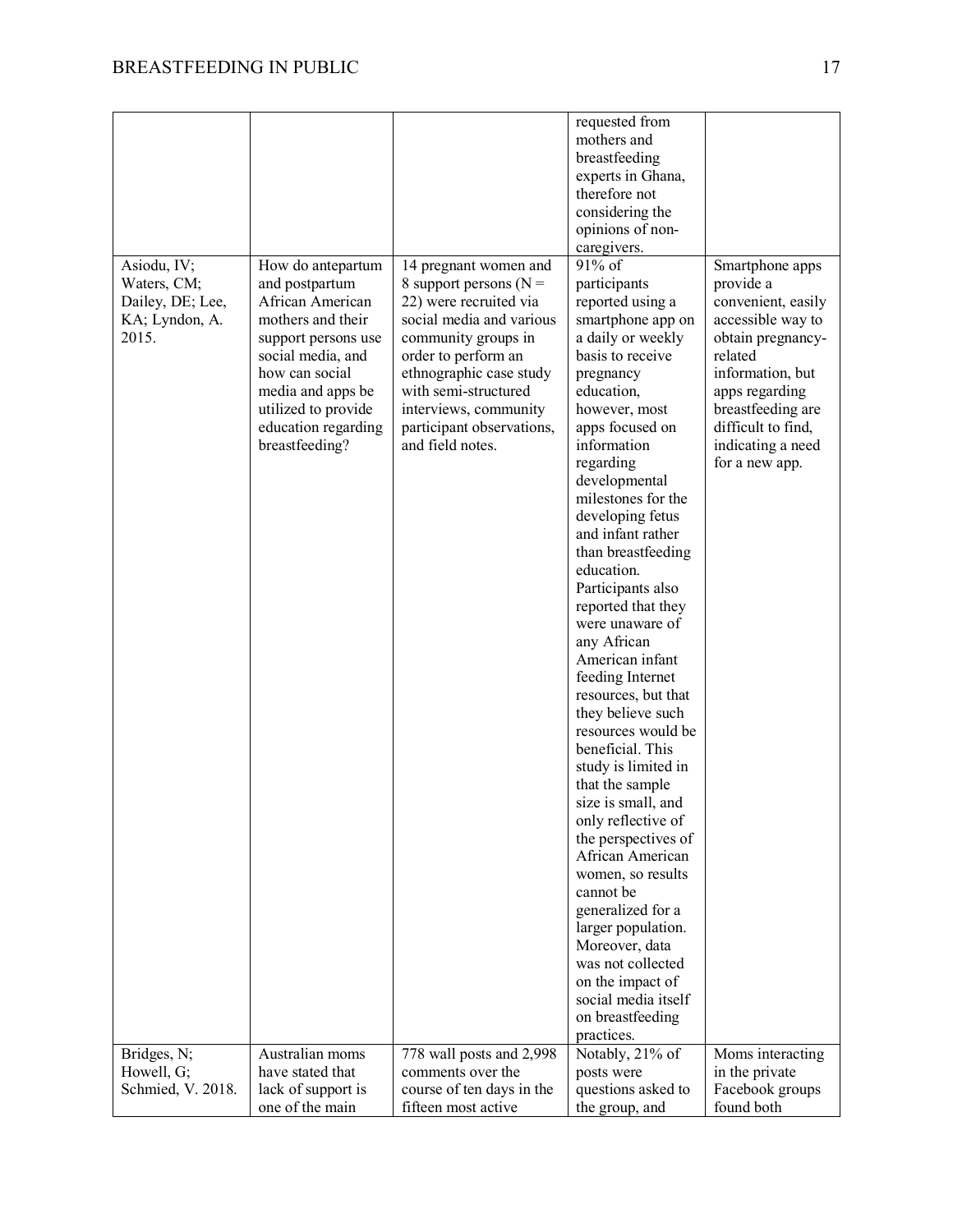| | | | | |
|---|---|---|---|---|
| | | | requested from mothers and breastfeeding experts in Ghana, therefore not considering the opinions of non-caregivers. | |
| Asiodu, IV; Waters, CM; Dailey, DE; Lee, KA; Lyndon, A. 2015. | How do antepartum and postpartum African American mothers and their support persons use social media, and how can social media and apps be utilized to provide education regarding breastfeeding? | 14 pregnant women and 8 support persons (N = 22) were recruited via social media and various community groups in order to perform an ethnographic case study with semi-structured interviews, community participant observations, and field notes. | 91% of participants reported using a smartphone app on a daily or weekly basis to receive pregnancy education, however, most apps focused on information regarding developmental milestones for the developing fetus and infant rather than breastfeeding education. Participants also reported that they were unaware of any African American infant feeding Internet resources, but that they believe such resources would be beneficial. This study is limited in that the sample size is small, and only reflective of the perspectives of African American women, so results cannot be generalized for a larger population. Moreover, data was not collected on the impact of social media itself on breastfeeding practices. | Smartphone apps provide a convenient, easily accessible way to obtain pregnancy-related information, but apps regarding breastfeeding are difficult to find, indicating a need for a new app. |
| Bridges, N; Howell, G; Schmied, V. 2018. | Australian moms have stated that lack of support is one of the main | 778 wall posts and 2,998 comments over the course of ten days in the fifteen most active | Notably, 21% of posts were questions asked to the group, and | Moms interacting in the private Facebook groups found both |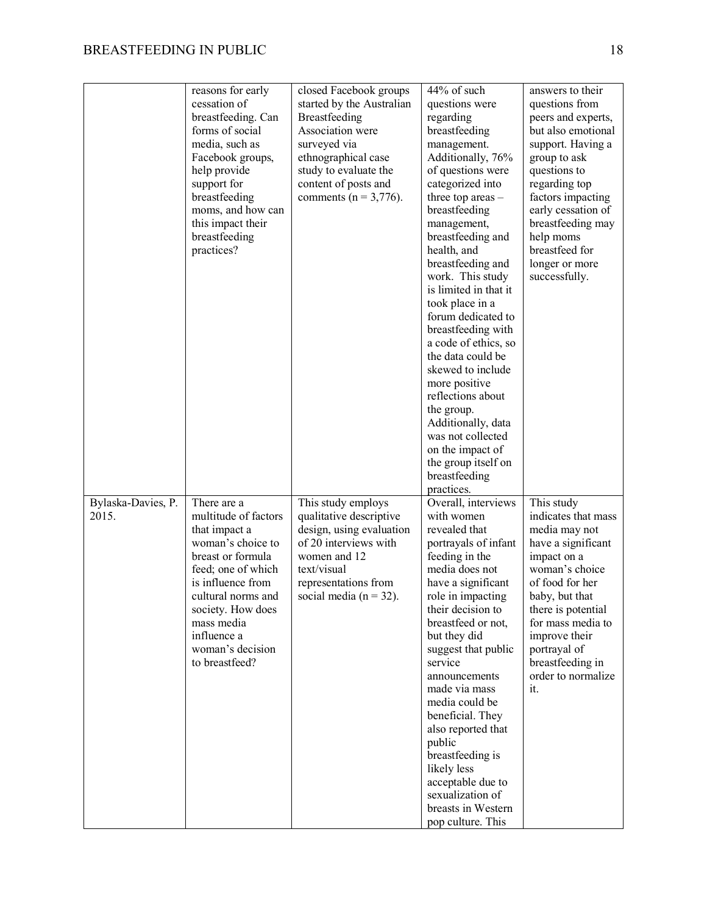| | | | | |
|---|---|---|---|---|
| | reasons for early cessation of breastfeeding. Can forms of social media, such as Facebook groups, help provide support for breastfeeding moms, and how can this impact their breastfeeding practices? | closed Facebook groups started by the Australian Breastfeeding Association were surveyed via ethnographical case study to evaluate the content of posts and comments (n = 3,776). | 44% of such questions were regarding breastfeeding management. Additionally, 76% of questions were categorized into three top areas – breastfeeding management, breastfeeding and health, and breastfeeding and work. This study is limited in that it took place in a forum dedicated to breastfeeding with a code of ethics, so the data could be skewed to include more positive reflections about the group. Additionally, data was not collected on the impact of the group itself on breastfeeding practices. | answers to their questions from peers and experts, but also emotional support. Having a group to ask questions to regarding top factors impacting early cessation of breastfeeding may help moms breastfeed for longer or more successfully. |
| Bylaska-Davies, P. 2015. | There are a multitude of factors that impact a woman's choice to breast or formula feed; one of which is influence from cultural norms and society. How does mass media influence a woman's decision to breastfeed? | This study employs qualitative descriptive design, using evaluation of 20 interviews with women and 12 text/visual representations from social media (n = 32). | Overall, interviews with women revealed that portrayals of infant feeding in the media does not have a significant role in impacting their decision to breastfeed or not, but they did suggest that public service announcements made via mass media could be beneficial. They also reported that public breastfeeding is likely less acceptable due to sexualization of breasts in Western pop culture. This | This study indicates that mass media may not have a significant impact on a woman's choice of food for her baby, but that there is potential for mass media to improve their portrayal of breastfeeding in order to normalize it. |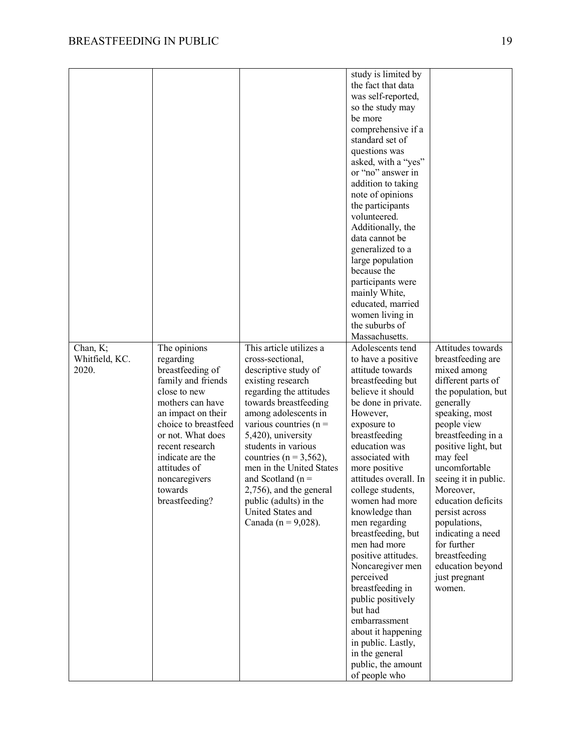| | | | | |
|---|---|---|---|---|
| | | | study is limited by the fact that data was self-reported, so the study may be more comprehensive if a standard set of questions was asked, with a "yes" or "no" answer in addition to taking note of opinions the participants volunteered. Additionally, the data cannot be generalized to a large population because the participants were mainly White, educated, married women living in the suburbs of Massachusetts. | |
| Chan, K; Whitfield, KC. 2020. | The opinions regarding breastfeeding of family and friends close to new mothers can have an impact on their choice to breastfeed or not. What does recent research indicate are the attitudes of noncaregivers towards breastfeeding? | This article utilizes a cross-sectional, descriptive study of existing research regarding the attitudes towards breastfeeding among adolescents in various countries (n = 5,420), university students in various countries (n = 3,562), men in the United States and Scotland (n = 2,756), and the general public (adults) in the United States and Canada (n = 9,028). | Adolescents tend to have a positive attitude towards breastfeeding but believe it should be done in private. However, exposure to breastfeeding education was associated with more positive attitudes overall. In college students, women had more knowledge than men regarding breastfeeding, but men had more positive attitudes. Noncaregiver men perceived breastfeeding in public positively but had embarrassment about it happening in public. Lastly, in the general public, the amount of people who | Attitudes towards breastfeeding are mixed among different parts of the population, but generally speaking, most people view breastfeeding in a positive light, but may feel uncomfortable seeing it in public. Moreover, education deficits persist across populations, indicating a need for further breastfeeding education beyond just pregnant women. |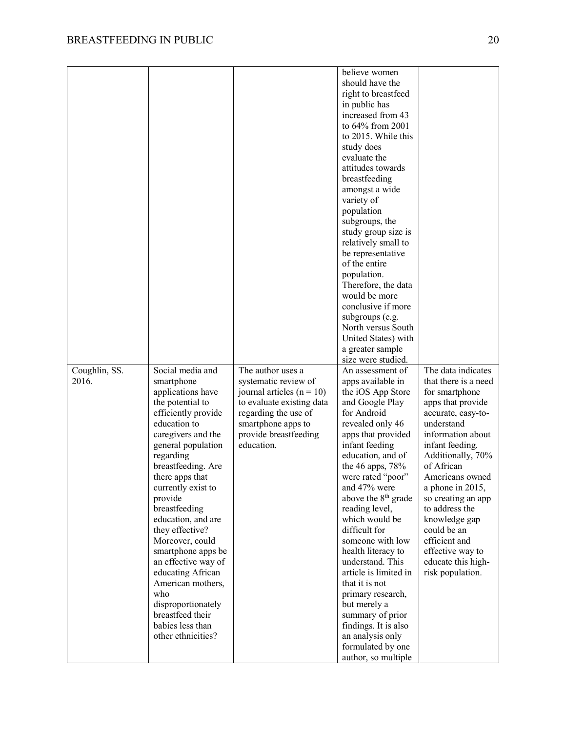| | | | | |
|---|---|---|---|---|
| | | | believe women should have the right to breastfeed in public has increased from 43 to 64% from 2001 to 2015. While this study does evaluate the attitudes towards breastfeeding amongst a wide variety of population subgroups, the study group size is relatively small to be representative of the entire population. Therefore, the data would be more conclusive if more subgroups (e.g. North versus South United States) with a greater sample size were studied. | |
| Coughlin, SS. 2016. | Social media and smartphone applications have the potential to efficiently provide education to caregivers and the general population regarding breastfeeding. Are there apps that currently exist to provide breastfeeding education, and are they effective? Moreover, could smartphone apps be an effective way of educating African American mothers, who disproportionately breastfeed their babies less than other ethnicities? | The author uses a systematic review of journal articles (n = 10) to evaluate existing data regarding the use of smartphone apps to provide breastfeeding education. | An assessment of apps available in the iOS App Store and Google Play for Android revealed only 46 apps that provided infant feeding education, and of the 46 apps, 78% were rated "poor" and 47% were above the 8th grade reading level, which would be difficult for someone with low health literacy to understand. This article is limited in that it is not primary research, but merely a summary of prior findings. It is also an analysis only formulated by one author, so multiple | The data indicates that there is a need for smartphone apps that provide accurate, easy-to-understand information about infant feeding. Additionally, 70% of African Americans owned a phone in 2015, so creating an app to address the knowledge gap could be an efficient and effective way to educate this high-risk population. |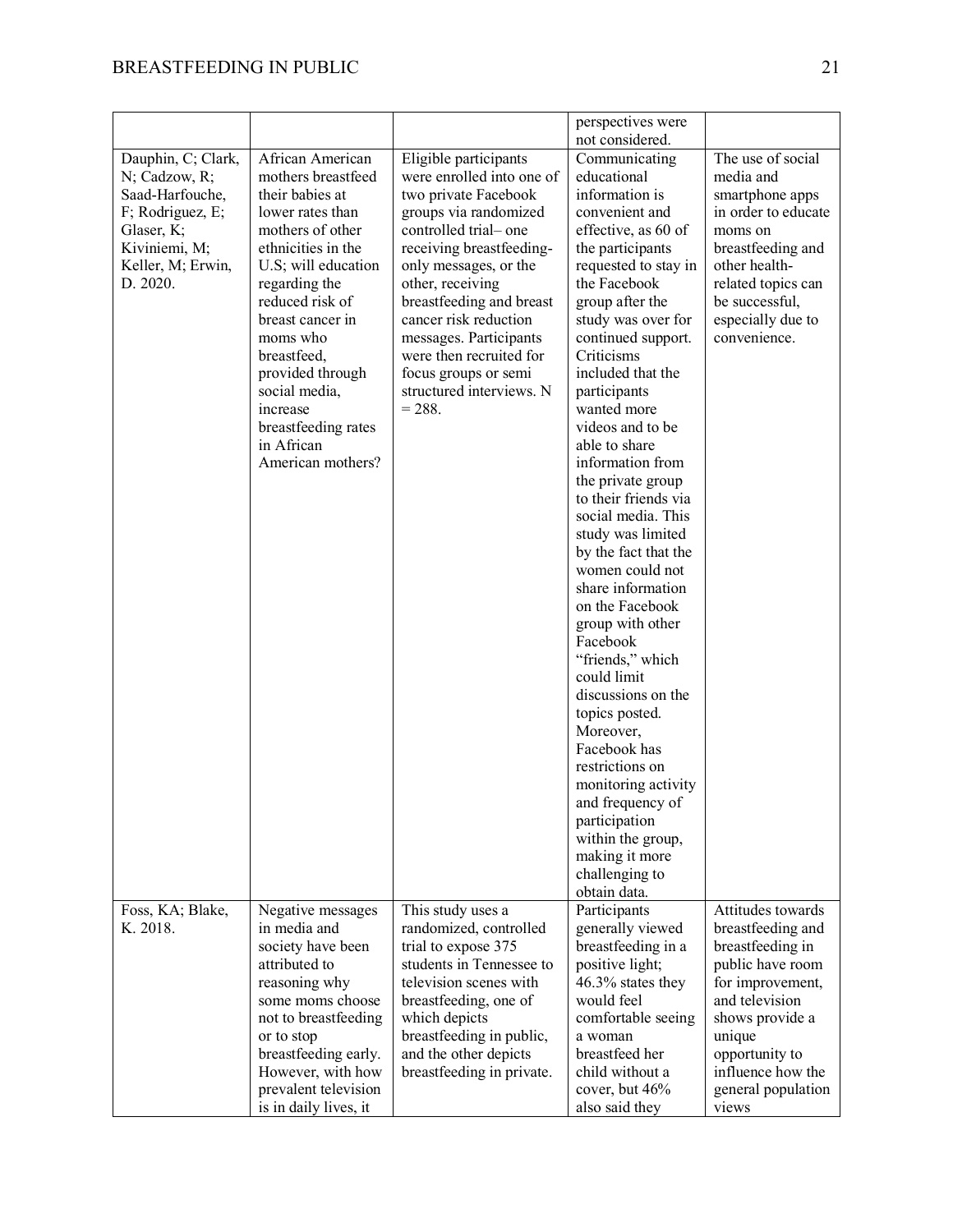| | | | perspectives were not considered. | |
|---|---|---|---|---|
| Dauphin, C; Clark, N; Cadzow, R; Saad-Harfouche, F; Rodriguez, E; Glaser, K; Kiviniemi, M; Keller, M; Erwin, D. 2020. | African American mothers breastfeed their babies at lower rates than mothers of other ethnicities in the U.S; will education regarding the reduced risk of breast cancer in moms who breastfeed, provided through social media, increase breastfeeding rates in African American mothers? | Eligible participants were enrolled into one of two private Facebook groups via randomized controlled trial– one receiving breastfeeding-only messages, or the other, receiving breastfeeding and breast cancer risk reduction messages. Participants were then recruited for focus groups or semi structured interviews. N = 288. | Communicating educational information is convenient and effective, as 60 of the participants requested to stay in the Facebook group after the study was over for continued support. Criticisms included that the participants wanted more videos and to be able to share information from the private group to their friends via social media. This study was limited by the fact that the women could not share information on the Facebook group with other Facebook "friends," which could limit discussions on the topics posted. Moreover, Facebook has restrictions on monitoring activity and frequency of participation within the group, making it more challenging to obtain data. | The use of social media and smartphone apps in order to educate moms on breastfeeding and other health-related topics can be successful, especially due to convenience. |
| Foss, KA; Blake, K. 2018. | Negative messages in media and society have been attributed to reasoning why some moms choose not to breastfeeding or to stop breastfeeding early. However, with how prevalent television is in daily lives, it | This study uses a randomized, controlled trial to expose 375 students in Tennessee to television scenes with breastfeeding, one of which depicts breastfeeding in public, and the other depicts breastfeeding in private. | Participants generally viewed breastfeeding in a positive light; 46.3% states they would feel comfortable seeing a woman breastfeed her child without a cover, but 46% also said they | Attitudes towards breastfeeding and breastfeeding in public have room for improvement, and television shows provide a unique opportunity to influence how the general population views |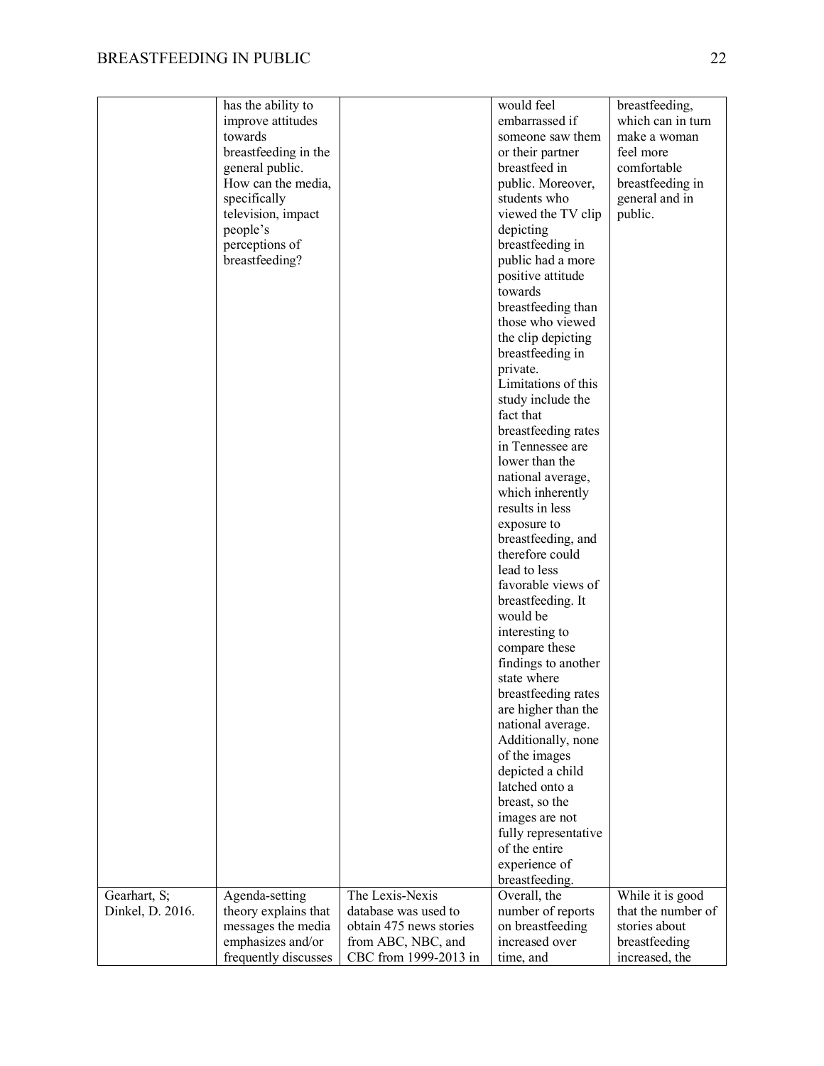| | | | | |
|---|---|---|---|---|
| | has the ability to improve attitudes towards breastfeeding in the general public. How can the media, specifically television, impact people's perceptions of breastfeeding? | | would feel embarrassed if someone saw them or their partner breastfeed in public. Moreover, students who viewed the TV clip depicting breastfeeding in public had a more positive attitude towards breastfeeding than those who viewed the clip depicting breastfeeding in private. Limitations of this study include the fact that breastfeeding rates in Tennessee are lower than the national average, which inherently results in less exposure to breastfeeding, and therefore could lead to less favorable views of breastfeeding. It would be interesting to compare these findings to another state where breastfeeding rates are higher than the national average. Additionally, none of the images depicted a child latched onto a breast, so the images are not fully representative of the entire experience of breastfeeding. | breastfeeding, which can in turn make a woman feel more comfortable breastfeeding in general and in public. |
| Gearhart, S; Dinkel, D. 2016. | Agenda-setting theory explains that messages the media emphasizes and/or frequently discusses | The Lexis-Nexis database was used to obtain 475 news stories from ABC, NBC, and CBC from 1999-2013 in | Overall, the number of reports on breastfeeding increased over time, and | While it is good that the number of stories about breastfeeding increased, the |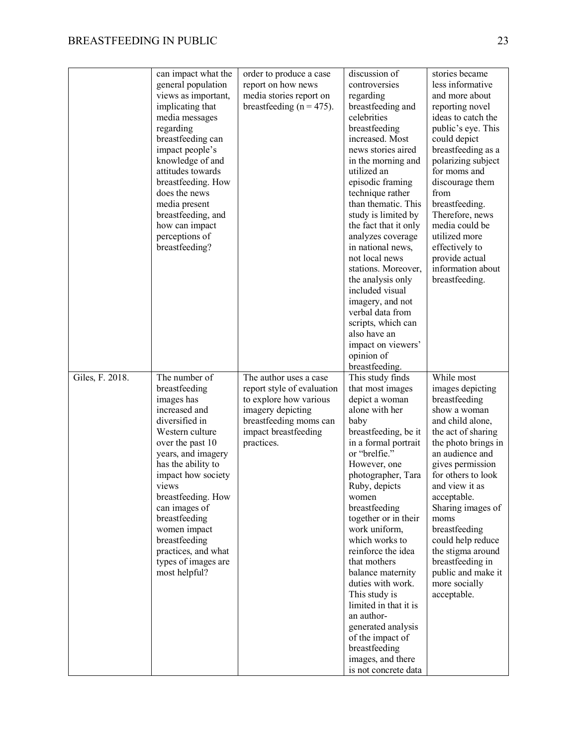| | | | | |
|---|---|---|---|---|
| | can impact what the general population views as important, implicating that media messages regarding breastfeeding can impact people's knowledge of and attitudes towards breastfeeding. How does the news media present breastfeeding, and how can impact perceptions of breastfeeding? | order to produce a case report on how news media stories report on breastfeeding ($n = 475$). | discussion of controversies regarding breastfeeding and celebrities breastfeeding increased. Most news stories aired in the morning and utilized an episodic framing technique rather than thematic. This study is limited by the fact that it only analyzes coverage in national news, not local news stations. Moreover, the analysis only included visual imagery, and not verbal data from scripts, which can also have an impact on viewers' opinion of breastfeeding. | stories became less informative and more about reporting novel ideas to catch the public's eye. This could depict breastfeeding as a polarizing subject for moms and discourage them from breastfeeding. Therefore, news media could be utilized more effectively to provide actual information about breastfeeding. |
| Giles, F. 2018. | The number of breastfeeding images has increased and diversified in Western culture over the past 10 years, and imagery has the ability to impact how society views breastfeeding. How can images of breastfeeding women impact breastfeeding practices, and what types of images are most helpful? | The author uses a case report style of evaluation to explore how various imagery depicting breastfeeding moms can impact breastfeeding practices. | This study finds that most images depict a woman alone with her baby breastfeeding, be it in a formal portrait or "brelfie." However, one photographer, Tara Ruby, depicts women breastfeeding together or in their work uniform, which works to reinforce the idea that mothers balance maternity duties with work. This study is limited in that it is an author-generated analysis of the impact of breastfeeding images, and there is not concrete data | While most images depicting breastfeeding show a woman and child alone, the act of sharing the photo brings in an audience and gives permission for others to look and view it as acceptable. Sharing images of moms breastfeeding could help reduce the stigma around breastfeeding in public and make it more socially acceptable. |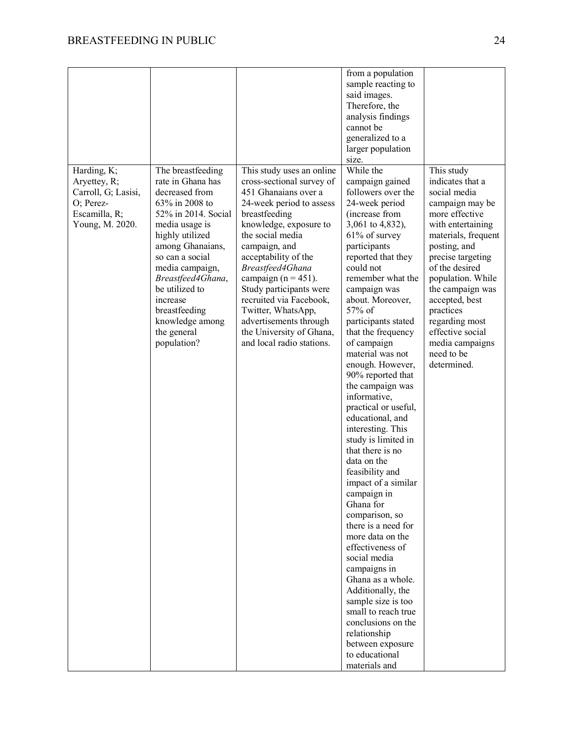| | | | | |
|---|---|---|---|---|
| | | | from a population sample reacting to said images. Therefore, the analysis findings cannot be generalized to a larger population size. | |
| Harding, K; Aryettey, R; Carroll, G; Lasisi, O; Perez-Escamilla, R; Young, M. 2020. | The breastfeeding rate in Ghana has decreased from 63% in 2008 to 52% in 2014. Social media usage is highly utilized among Ghanaians, so can a social media campaign, *Breastfeed4Ghana*, be utilized to increase breastfeeding knowledge among the general population? | This study uses an online cross-sectional survey of 451 Ghanaians over a 24-week period to assess breastfeeding knowledge, exposure to the social media campaign, and acceptability of the *Breastfeed4Ghana* campaign (n = 451). Study participants were recruited via Facebook, Twitter, WhatsApp, advertisements through the University of Ghana, and local radio stations. | While the campaign gained followers over the 24-week period (increase from 3,061 to 4,832), 61% of survey participants reported that they could not remember what the campaign was about. Moreover, 57% of participants stated that the frequency of campaign material was not enough. However, 90% reported that the campaign was informative, practical or useful, educational, and interesting. This study is limited in that there is no data on the feasibility and impact of a similar campaign in Ghana for comparison, so there is a need for more data on the effectiveness of social media campaigns in Ghana as a whole. Additionally, the sample size is too small to reach true conclusions on the relationship between exposure to educational materials and | This study indicates that a social media campaign may be more effective with entertaining materials, frequent posting, and precise targeting of the desired population. While the campaign was accepted, best practices regarding most effective social media campaigns need to be determined. |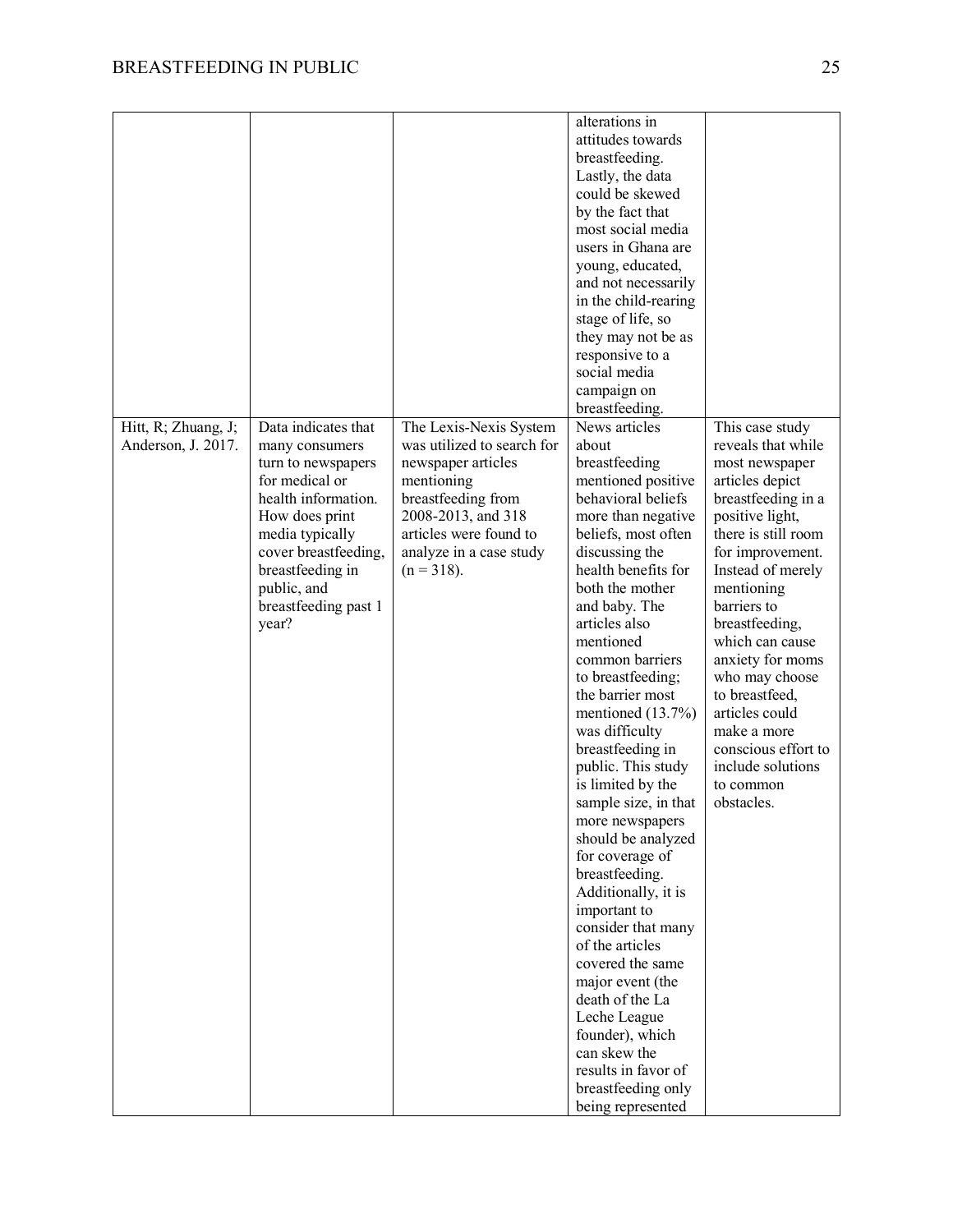| | | | | |
|---|---|---|---|---|
| | | | alterations in attitudes towards breastfeeding. Lastly, the data could be skewed by the fact that most social media users in Ghana are young, educated, and not necessarily in the child-rearing stage of life, so they may not be as responsive to a social media campaign on breastfeeding. | |
| Hitt, R; Zhuang, J; Anderson, J. 2017. | Data indicates that many consumers turn to newspapers for medical or health information. How does print media typically cover breastfeeding, breastfeeding in public, and breastfeeding past 1 year? | The Lexis-Nexis System was utilized to search for newspaper articles mentioning breastfeeding from 2008-2013, and 318 articles were found to analyze in a case study (n = 318). | News articles about breastfeeding mentioned positive behavioral beliefs more than negative beliefs, most often discussing the health benefits for both the mother and baby. The articles also mentioned common barriers to breastfeeding; the barrier most mentioned (13.7%) was difficulty breastfeeding in public. This study is limited by the sample size, in that more newspapers should be analyzed for coverage of breastfeeding. Additionally, it is important to consider that many of the articles covered the same major event (the death of the La Leche League founder), which can skew the results in favor of breastfeeding only being represented | This case study reveals that while most newspaper articles depict breastfeeding in a positive light, there is still room for improvement. Instead of merely mentioning barriers to breastfeeding, which can cause anxiety for moms who may choose to breastfeed, articles could make a more conscious effort to include solutions to common obstacles. |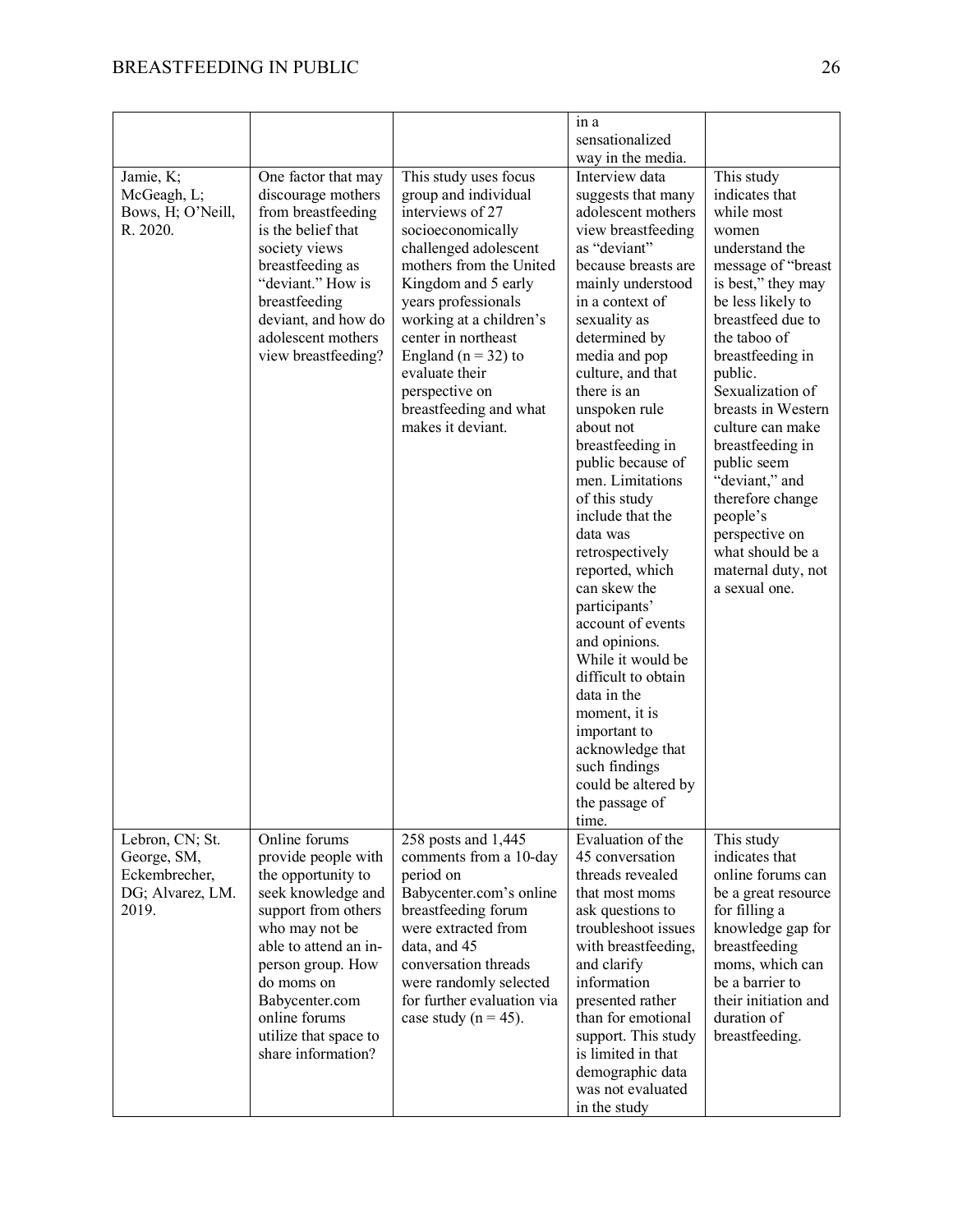|  |  |  | in a sensationalized way in the media. |  |
| --- | --- | --- | --- | --- |
| Jamie, K; McGeagh, L; Bows, H; O'Neill, R. 2020. | One factor that may discourage mothers from breastfeeding is the belief that society views breastfeeding as "deviant." How is breastfeeding deviant, and how do adolescent mothers view breastfeeding? | This study uses focus group and individual interviews of 27 socioeconomically challenged adolescent mothers from the United Kingdom and 5 early years professionals working at a children's center in northeast England (n = 32) to evaluate their perspective on breastfeeding and what makes it deviant. | Interview data suggests that many adolescent mothers view breastfeeding as "deviant" because breasts are mainly understood in a context of sexuality as determined by media and pop culture, and that there is an unspoken rule about not breastfeeding in public because of men. Limitations of this study include that the data was retrospectively reported, which can skew the participants' account of events and opinions. While it would be difficult to obtain data in the moment, it is important to acknowledge that such findings could be altered by the passage of time. | This study indicates that while most women understand the message of "breast is best," they may be less likely to breastfeed due to the taboo of breastfeeding in public. Sexualization of breasts in Western culture can make breastfeeding in public seem "deviant," and therefore change people's perspective on what should be a maternal duty, not a sexual one. |
| Lebron, CN; St. George, SM, Eckembrecher, DG; Alvarez, LM. 2019. | Online forums provide people with the opportunity to seek knowledge and support from others who may not be able to attend an in-person group. How do moms on Babycenter.com online forums utilize that space to share information? | 258 posts and 1,445 comments from a 10-day period on Babycenter.com's online breastfeeding forum were extracted from data, and 45 conversation threads were randomly selected for further evaluation via case study (n = 45). | Evaluation of the 45 conversation threads revealed that most moms ask questions to troubleshoot issues with breastfeeding, and clarify information presented rather than for emotional support. This study is limited in that demographic data was not evaluated in the study | This study indicates that online forums can be a great resource for filling a knowledge gap for breastfeeding moms, which can be a barrier to their initiation and duration of breastfeeding. |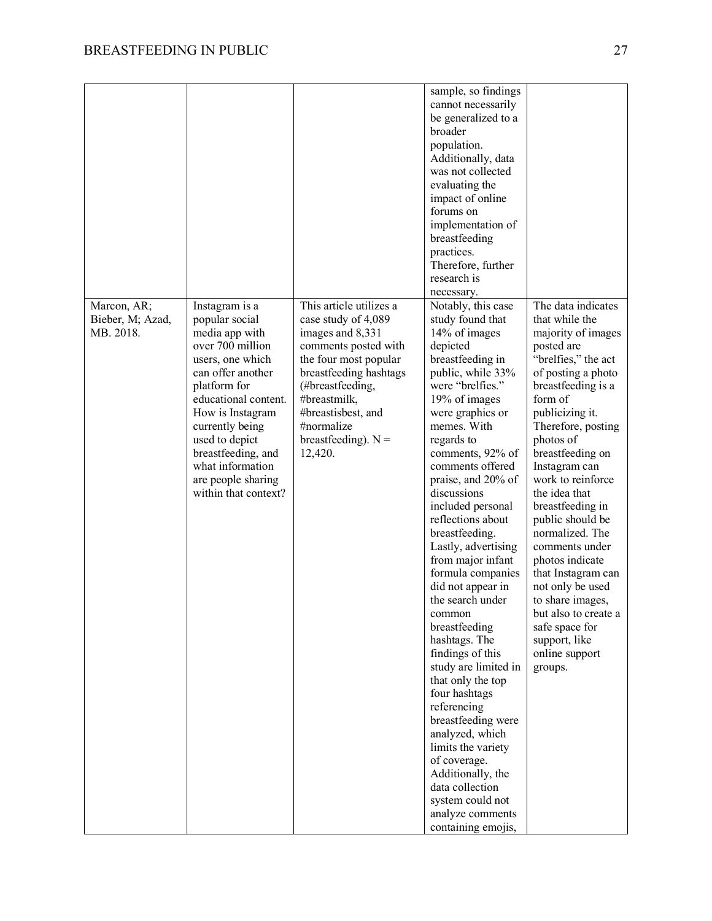| | | | | |
|---|---|---|---|---|
| | | | sample, so findings cannot necessarily be generalized to a broader population. Additionally, data was not collected evaluating the impact of online forums on implementation of breastfeeding practices. Therefore, further research is necessary. | |
| Marcon, AR; Bieber, M; Azad, MB. 2018. | Instagram is a popular social media app with over 700 million users, one which can offer another platform for educational content. How is Instagram currently being used to depict breastfeeding, and what information are people sharing within that context? | This article utilizes a case study of 4,089 images and 8,331 comments posted with the four most popular breastfeeding hashtags (#breastfeeding, #breastmilk, #breastisbest, and #normalize breastfeeding). N = 12,420. | Notably, this case study found that 14% of images depicted breastfeeding in public, while 33% were "brelfies." 19% of images were graphics or memes. With regards to comments, 92% of comments offered praise, and 20% of discussions included personal reflections about breastfeeding. Lastly, advertising from major infant formula companies did not appear in the search under common breastfeeding hashtags. The findings of this study are limited in that only the top four hashtags referencing breastfeeding were analyzed, which limits the variety of coverage. Additionally, the data collection system could not analyze comments containing emojis, | The data indicates that while the majority of images posted are "brelfies," the act of posting a photo breastfeeding is a form of publicizing it. Therefore, posting photos of breastfeeding on Instagram can work to reinforce the idea that breastfeeding in public should be normalized. The comments under photos indicate that Instagram can not only be used to share images, but also to create a safe space for support, like online support groups. |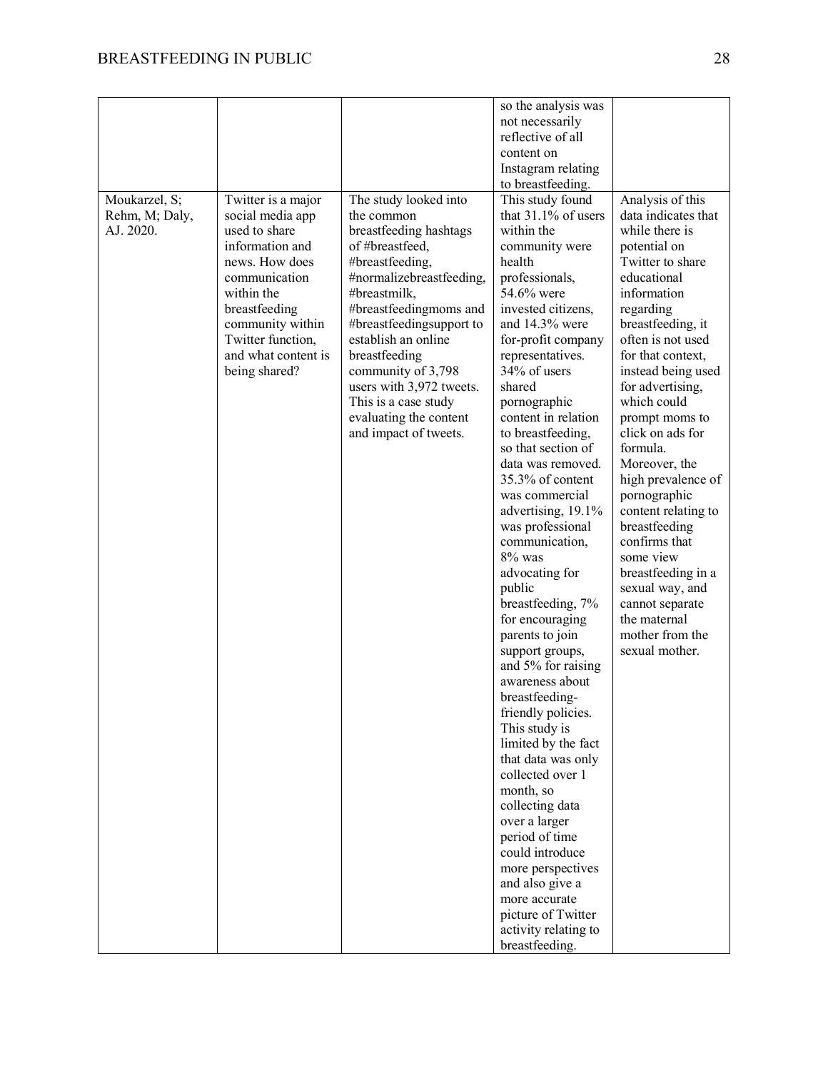| | | | | |
|---|---|---|---|---|
| | | | so the analysis was not necessarily reflective of all content on Instagram relating to breastfeeding. | |
| Moukarzel, S; Rehm, M; Daly, AJ. 2020. | Twitter is a major social media app used to share information and news. How does communication within the breastfeeding community within Twitter function, and what content is being shared? | The study looked into the common breastfeeding hashtags of #breastfeed, #breastfeeding, #normalizebreastfeeding, #breastmilk, #breastfeedingmoms and #breastfeedingsupport to establish an online breastfeeding community of 3,798 users with 3,972 tweets. This is a case study evaluating the content and impact of tweets. | This study found that 31.1% of users within the community were health professionals, 54.6% were invested citizens, and 14.3% were for-profit company representatives. 34% of users shared pornographic content in relation to breastfeeding, so that section of data was removed. 35.3% of content was commercial advertising, 19.1% was professional communication, 8% was advocating for public breastfeeding, 7% for encouraging parents to join support groups, and 5% for raising awareness about breastfeeding-friendly policies. This study is limited by the fact that data was only collected over 1 month, so collecting data over a larger period of time could introduce more perspectives and also give a more accurate picture of Twitter activity relating to breastfeeding. | Analysis of this data indicates that while there is potential on Twitter to share educational information regarding breastfeeding, it often is not used for that context, instead being used for advertising, which could prompt moms to click on ads for formula. Moreover, the high prevalence of pornographic content relating to breastfeeding confirms that some view breastfeeding in a sexual way, and cannot separate the maternal mother from the sexual mother. |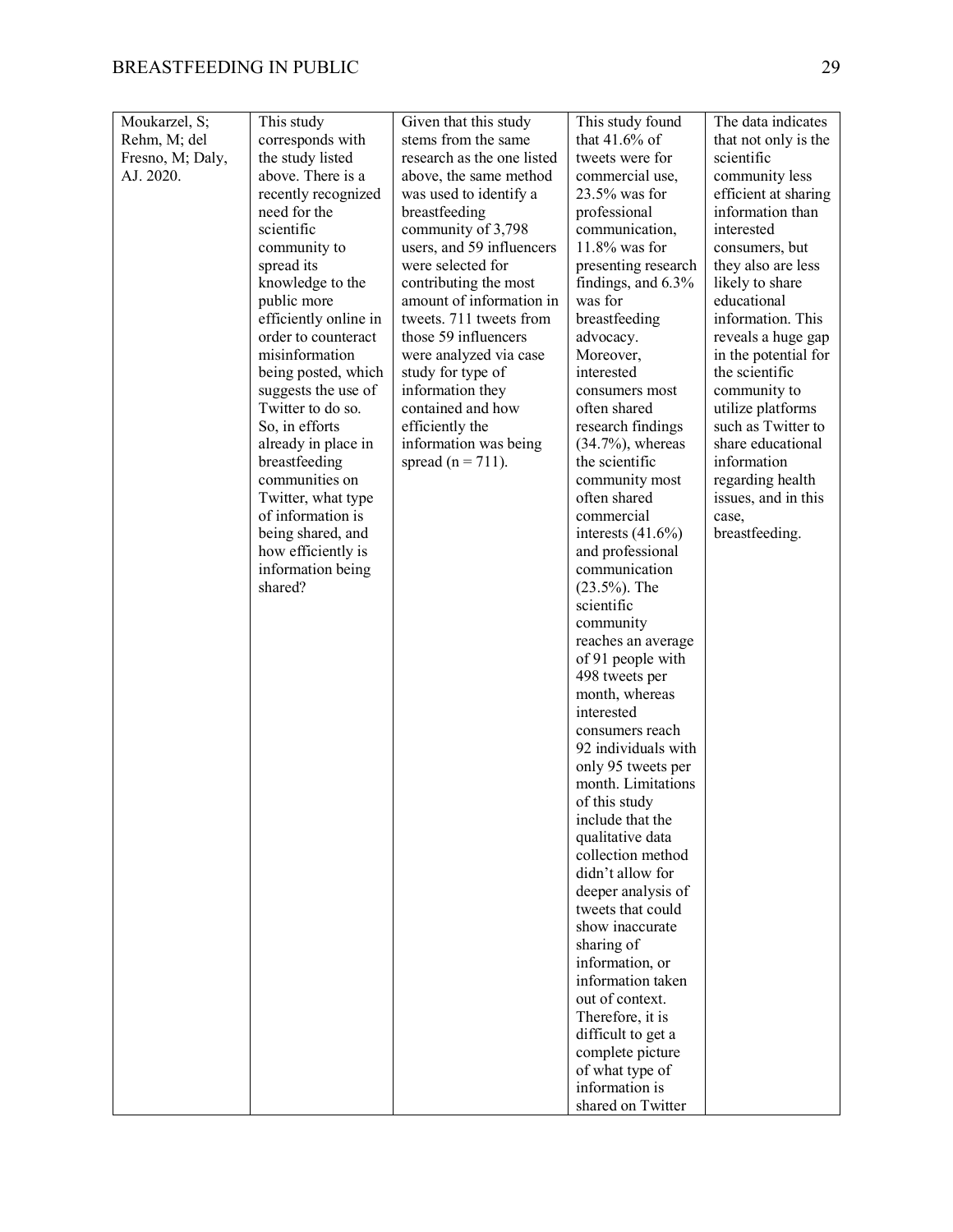| Moukarzel, S; Rehm, M; del Fresno, M; Daly, AJ. 2020. | This study corresponds with the study listed above. There is a recently recognized need for the scientific community to spread its knowledge to the public more efficiently online in order to counteract misinformation being posted, which suggests the use of Twitter to do so. So, in efforts already in place in breastfeeding communities on Twitter, what type of information is being shared, and how efficiently is information being shared? | Given that this study stems from the same research as the one listed above, the same method was used to identify a breastfeeding community of 3,798 users, and 59 influencers were selected for contributing the most amount of information in tweets. 711 tweets from those 59 influencers were analyzed via case study for type of information they contained and how efficiently the information was being spread (n = 711). | This study found that 41.6% of tweets were for commercial use, 23.5% was for professional communication, 11.8% was for presenting research findings, and 6.3% was for breastfeeding advocacy. Moreover, interested consumers most often shared research findings (34.7%), whereas the scientific community most often shared commercial interests (41.6%) and professional communication (23.5%). The scientific community reaches an average of 91 people with 498 tweets per month, whereas interested consumers reach 92 individuals with only 95 tweets per month. Limitations of this study include that the qualitative data collection method didn't allow for deeper analysis of tweets that could show inaccurate sharing of information, or information taken out of context. Therefore, it is difficult to get a complete picture of what type of information is shared on Twitter | The data indicates that not only is the scientific community less efficient at sharing information than interested consumers, but they also are less likely to share educational information. This reveals a huge gap in the potential for the scientific community to utilize platforms such as Twitter to share educational information regarding health issues, and in this case, breastfeeding. |
|---|---|---|---|---|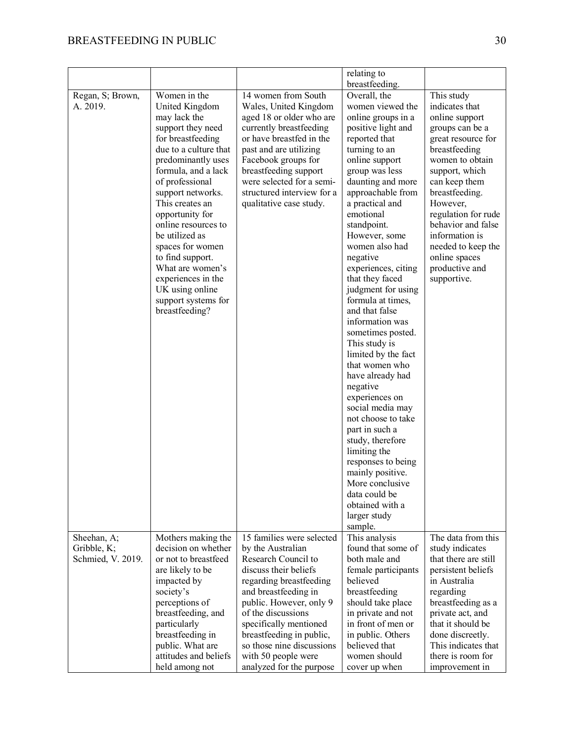| | | | relating to breastfeeding. | |
|---|---|---|---|---|
| Regan, S; Brown, A. 2019. | Women in the United Kingdom may lack the support they need for breastfeeding due to a culture that predominantly uses formula, and a lack of professional support networks. This creates an opportunity for online resources to be utilized as spaces for women to find support. What are women's experiences in the UK using online support systems for breastfeeding? | 14 women from South Wales, United Kingdom aged 18 or older who are currently breastfeeding or have breastfed in the past and are utilizing Facebook groups for breastfeeding support were selected for a semi-structured interview for a qualitative case study. | Overall, the women viewed the online groups in a positive light and reported that turning to an online support group was less daunting and more approachable from a practical and emotional standpoint. However, some women also had negative experiences, citing that they faced judgment for using formula at times, and that false information was sometimes posted. This study is limited by the fact that women who have already had negative experiences on social media may not choose to take part in such a study, therefore limiting the responses to being mainly positive. More conclusive data could be obtained with a larger study sample. | This study indicates that online support groups can be a great resource for breastfeeding women to obtain support, which can keep them breastfeeding. However, regulation for rude behavior and false information is needed to keep the online spaces productive and supportive. |
| Sheehan, A; Gribble, K; Schmied, V. 2019. | Mothers making the decision on whether or not to breastfeed are likely to be impacted by society's perceptions of breastfeeding, and particularly breastfeeding in public. What are attitudes and beliefs held among not | 15 families were selected by the Australian Research Council to discuss their beliefs regarding breastfeeding and breastfeeding in public. However, only 9 of the discussions specifically mentioned breastfeeding in public, so those nine discussions with 50 people were analyzed for the purpose | This analysis found that some of both male and female participants believed breastfeeding should take place in private and not in front of men or in public. Others believed that women should cover up when | The data from this study indicates that there are still persistent beliefs in Australia regarding breastfeeding as a private act, and that it should be done discreetly. This indicates that there is room for improvement in |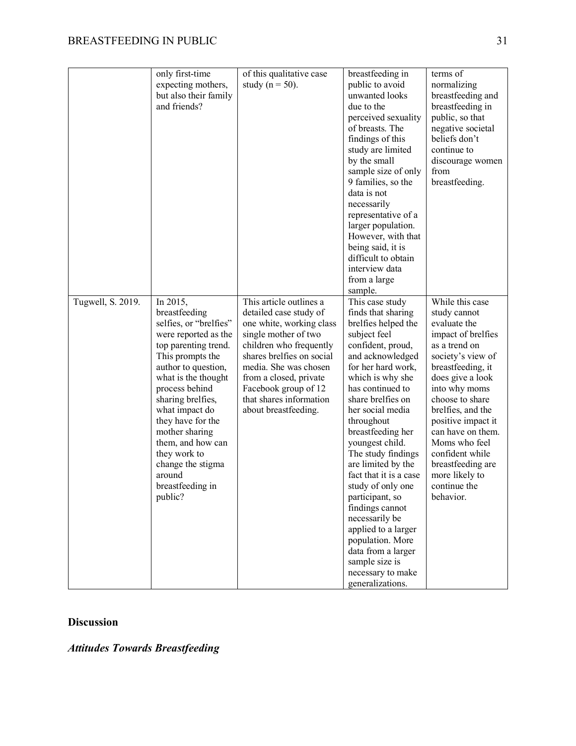| | | | | |
|---|---|---|---|---|
| | only first-time expecting mothers, but also their family and friends? | of this qualitative case study (n = 50). | breastfeeding in public to avoid unwanted looks due to the perceived sexuality of breasts. The findings of this study are limited by the small sample size of only 9 families, so the data is not necessarily representative of a larger population. However, with that being said, it is difficult to obtain interview data from a large sample. | terms of normalizing breastfeeding and breastfeeding in public, so that negative societal beliefs don't continue to discourage women from breastfeeding. |
| Tugwell, S. 2019. | In 2015, breastfeeding selfies, or "brelfies" were reported as the top parenting trend. This prompts the author to question, what is the thought process behind sharing brelfies, what impact do they have for the mother sharing them, and how can they work to change the stigma around breastfeeding in public? | This article outlines a detailed case study of one white, working class single mother of two children who frequently shares brelfies on social media. She was chosen from a closed, private Facebook group of 12 that shares information about breastfeeding. | This case study finds that sharing brelfies helped the subject feel confident, proud, and acknowledged for her hard work, which is why she has continued to share brelfies on her social media throughout breastfeeding her youngest child. The study findings are limited by the fact that it is a case study of only one participant, so findings cannot necessarily be applied to a larger population. More data from a larger sample size is necessary to make generalizations. | While this case study cannot evaluate the impact of brelfies as a trend on society's view of breastfeeding, it does give a look into why moms choose to share brelfies, and the positive impact it can have on them. Moms who feel confident while breastfeeding are more likely to continue the behavior. |

## Discussion

### *Attitudes Towards Breastfeeding*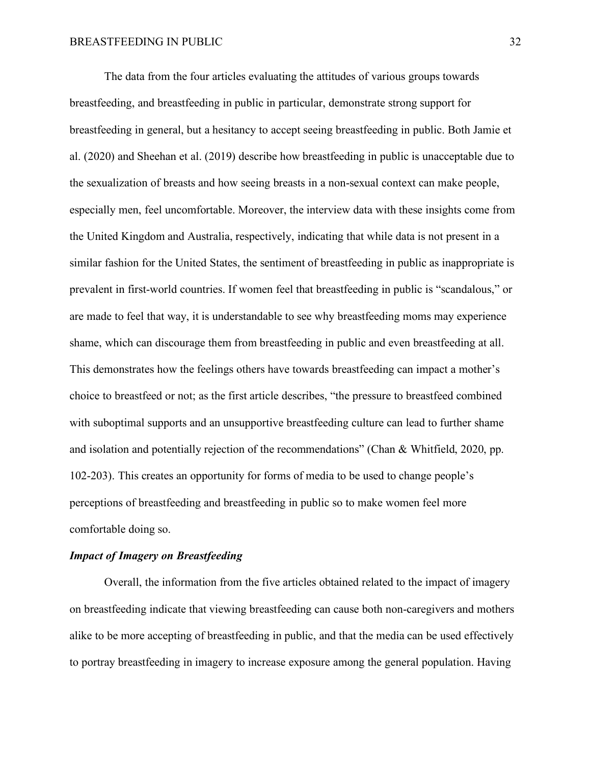The data from the four articles evaluating the attitudes of various groups towards breastfeeding, and breastfeeding in public in particular, demonstrate strong support for breastfeeding in general, but a hesitancy to accept seeing breastfeeding in public. Both Jamie et al. (2020) and Sheehan et al. (2019) describe how breastfeeding in public is unacceptable due to the sexualization of breasts and how seeing breasts in a non-sexual context can make people, especially men, feel uncomfortable. Moreover, the interview data with these insights come from the United Kingdom and Australia, respectively, indicating that while data is not present in a similar fashion for the United States, the sentiment of breastfeeding in public as inappropriate is prevalent in first-world countries. If women feel that breastfeeding in public is "scandalous," or are made to feel that way, it is understandable to see why breastfeeding moms may experience shame, which can discourage them from breastfeeding in public and even breastfeeding at all. This demonstrates how the feelings others have towards breastfeeding can impact a mother's choice to breastfeed or not; as the first article describes, "the pressure to breastfeed combined with suboptimal supports and an unsupportive breastfeeding culture can lead to further shame and isolation and potentially rejection of the recommendations" (Chan & Whitfield, 2020, pp. 102-203). This creates an opportunity for forms of media to be used to change people's perceptions of breastfeeding and breastfeeding in public so to make women feel more comfortable doing so.

### *Impact of Imagery on Breastfeeding*

Overall, the information from the five articles obtained related to the impact of imagery on breastfeeding indicate that viewing breastfeeding can cause both non-caregivers and mothers alike to be more accepting of breastfeeding in public, and that the media can be used effectively to portray breastfeeding in imagery to increase exposure among the general population. Having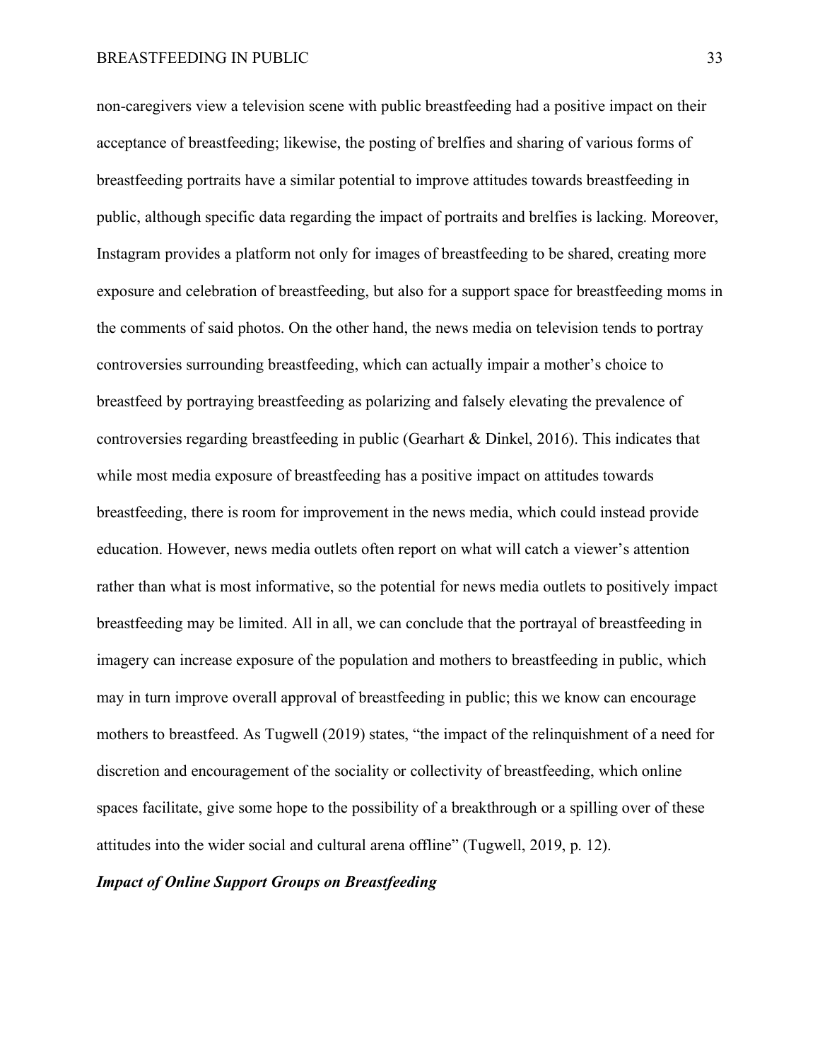non-caregivers view a television scene with public breastfeeding had a positive impact on their acceptance of breastfeeding; likewise, the posting of brelfies and sharing of various forms of breastfeeding portraits have a similar potential to improve attitudes towards breastfeeding in public, although specific data regarding the impact of portraits and brelfies is lacking. Moreover, Instagram provides a platform not only for images of breastfeeding to be shared, creating more exposure and celebration of breastfeeding, but also for a support space for breastfeeding moms in the comments of said photos. On the other hand, the news media on television tends to portray controversies surrounding breastfeeding, which can actually impair a mother's choice to breastfeed by portraying breastfeeding as polarizing and falsely elevating the prevalence of controversies regarding breastfeeding in public (Gearhart & Dinkel, 2016). This indicates that while most media exposure of breastfeeding has a positive impact on attitudes towards breastfeeding, there is room for improvement in the news media, which could instead provide education. However, news media outlets often report on what will catch a viewer's attention rather than what is most informative, so the potential for news media outlets to positively impact breastfeeding may be limited. All in all, we can conclude that the portrayal of breastfeeding in imagery can increase exposure of the population and mothers to breastfeeding in public, which may in turn improve overall approval of breastfeeding in public; this we know can encourage mothers to breastfeed. As Tugwell (2019) states, "the impact of the relinquishment of a need for discretion and encouragement of the sociality or collectivity of breastfeeding, which online spaces facilitate, give some hope to the possibility of a breakthrough or a spilling over of these attitudes into the wider social and cultural arena offline" (Tugwell, 2019, p. 12).

***Impact of Online Support Groups on Breastfeeding***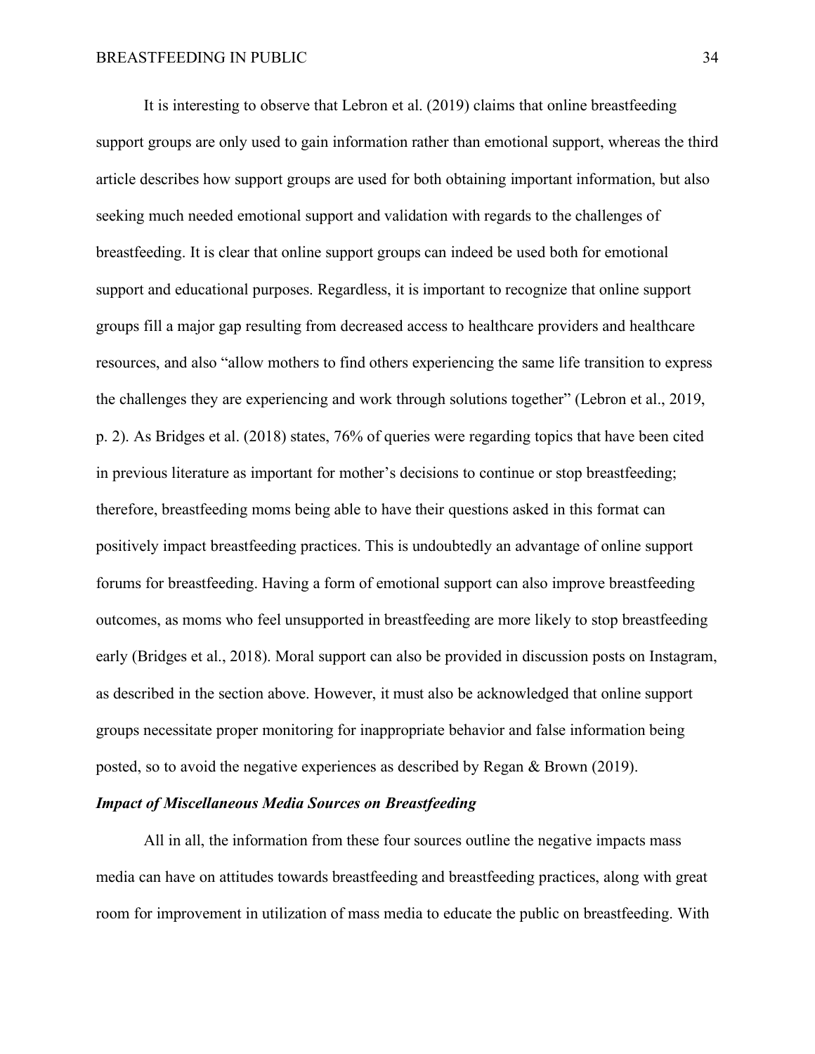It is interesting to observe that Lebron et al. (2019) claims that online breastfeeding support groups are only used to gain information rather than emotional support, whereas the third article describes how support groups are used for both obtaining important information, but also seeking much needed emotional support and validation with regards to the challenges of breastfeeding. It is clear that online support groups can indeed be used both for emotional support and educational purposes. Regardless, it is important to recognize that online support groups fill a major gap resulting from decreased access to healthcare providers and healthcare resources, and also "allow mothers to find others experiencing the same life transition to express the challenges they are experiencing and work through solutions together" (Lebron et al., 2019, p. 2). As Bridges et al. (2018) states, 76% of queries were regarding topics that have been cited in previous literature as important for mother's decisions to continue or stop breastfeeding; therefore, breastfeeding moms being able to have their questions asked in this format can positively impact breastfeeding practices. This is undoubtedly an advantage of online support forums for breastfeeding. Having a form of emotional support can also improve breastfeeding outcomes, as moms who feel unsupported in breastfeeding are more likely to stop breastfeeding early (Bridges et al., 2018). Moral support can also be provided in discussion posts on Instagram, as described in the section above. However, it must also be acknowledged that online support groups necessitate proper monitoring for inappropriate behavior and false information being posted, so to avoid the negative experiences as described by Regan & Brown (2019).

### *Impact of Miscellaneous Media Sources on Breastfeeding*

All in all, the information from these four sources outline the negative impacts mass media can have on attitudes towards breastfeeding and breastfeeding practices, along with great room for improvement in utilization of mass media to educate the public on breastfeeding. With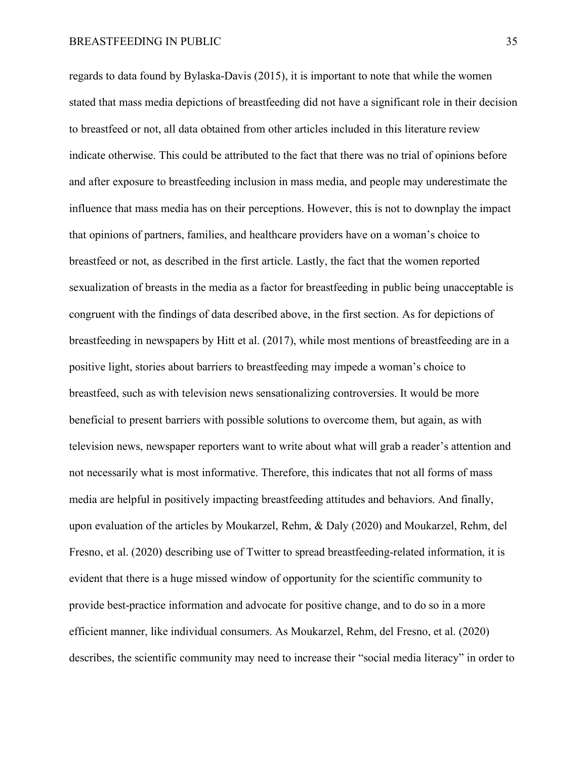regards to data found by Bylaska-Davis (2015), it is important to note that while the women stated that mass media depictions of breastfeeding did not have a significant role in their decision to breastfeed or not, all data obtained from other articles included in this literature review indicate otherwise. This could be attributed to the fact that there was no trial of opinions before and after exposure to breastfeeding inclusion in mass media, and people may underestimate the influence that mass media has on their perceptions. However, this is not to downplay the impact that opinions of partners, families, and healthcare providers have on a woman's choice to breastfeed or not, as described in the first article. Lastly, the fact that the women reported sexualization of breasts in the media as a factor for breastfeeding in public being unacceptable is congruent with the findings of data described above, in the first section. As for depictions of breastfeeding in newspapers by Hitt et al. (2017), while most mentions of breastfeeding are in a positive light, stories about barriers to breastfeeding may impede a woman's choice to breastfeed, such as with television news sensationalizing controversies. It would be more beneficial to present barriers with possible solutions to overcome them, but again, as with television news, newspaper reporters want to write about what will grab a reader's attention and not necessarily what is most informative. Therefore, this indicates that not all forms of mass media are helpful in positively impacting breastfeeding attitudes and behaviors. And finally, upon evaluation of the articles by Moukarzel, Rehm, & Daly (2020) and Moukarzel, Rehm, del Fresno, et al. (2020) describing use of Twitter to spread breastfeeding-related information, it is evident that there is a huge missed window of opportunity for the scientific community to provide best-practice information and advocate for positive change, and to do so in a more efficient manner, like individual consumers. As Moukarzel, Rehm, del Fresno, et al. (2020) describes, the scientific community may need to increase their "social media literacy" in order to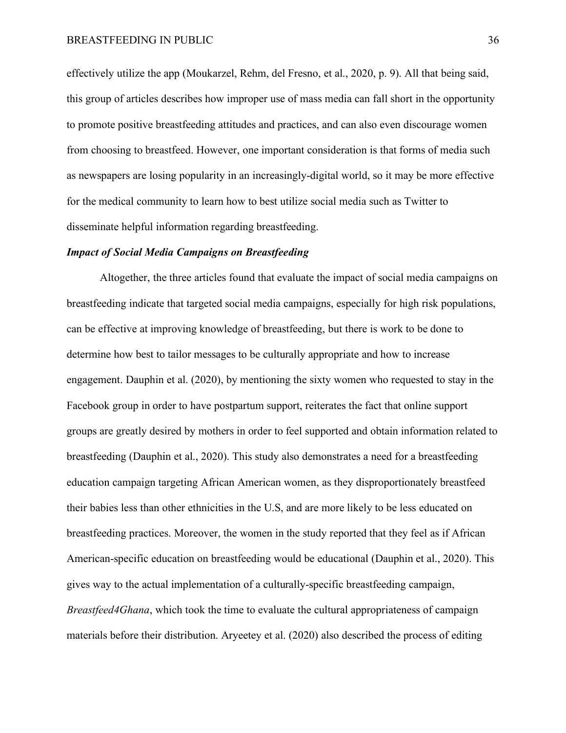effectively utilize the app (Moukarzel, Rehm, del Fresno, et al., 2020, p. 9). All that being said, this group of articles describes how improper use of mass media can fall short in the opportunity to promote positive breastfeeding attitudes and practices, and can also even discourage women from choosing to breastfeed. However, one important consideration is that forms of media such as newspapers are losing popularity in an increasingly-digital world, so it may be more effective for the medical community to learn how to best utilize social media such as Twitter to disseminate helpful information regarding breastfeeding.

### *Impact of Social Media Campaigns on Breastfeeding*

Altogether, the three articles found that evaluate the impact of social media campaigns on breastfeeding indicate that targeted social media campaigns, especially for high risk populations, can be effective at improving knowledge of breastfeeding, but there is work to be done to determine how best to tailor messages to be culturally appropriate and how to increase engagement. Dauphin et al. (2020), by mentioning the sixty women who requested to stay in the Facebook group in order to have postpartum support, reiterates the fact that online support groups are greatly desired by mothers in order to feel supported and obtain information related to breastfeeding (Dauphin et al., 2020). This study also demonstrates a need for a breastfeeding education campaign targeting African American women, as they disproportionately breastfeed their babies less than other ethnicities in the U.S, and are more likely to be less educated on breastfeeding practices. Moreover, the women in the study reported that they feel as if African American-specific education on breastfeeding would be educational (Dauphin et al., 2020). This gives way to the actual implementation of a culturally-specific breastfeeding campaign, *Breastfeed4Ghana*, which took the time to evaluate the cultural appropriateness of campaign materials before their distribution. Aryeetey et al. (2020) also described the process of editing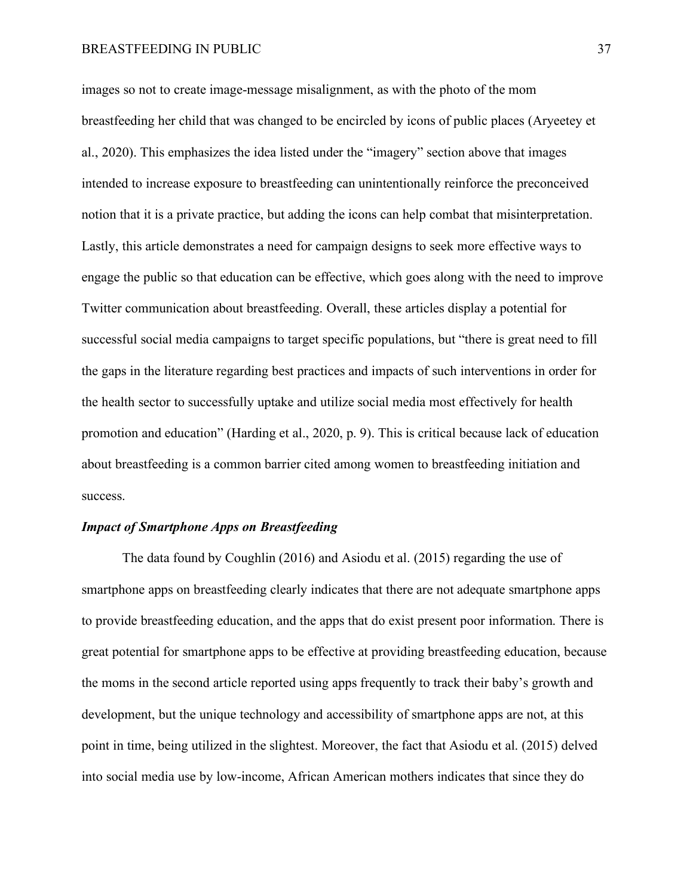images so not to create image-message misalignment, as with the photo of the mom breastfeeding her child that was changed to be encircled by icons of public places (Aryeetey et al., 2020). This emphasizes the idea listed under the "imagery" section above that images intended to increase exposure to breastfeeding can unintentionally reinforce the preconceived notion that it is a private practice, but adding the icons can help combat that misinterpretation. Lastly, this article demonstrates a need for campaign designs to seek more effective ways to engage the public so that education can be effective, which goes along with the need to improve Twitter communication about breastfeeding. Overall, these articles display a potential for successful social media campaigns to target specific populations, but "there is great need to fill the gaps in the literature regarding best practices and impacts of such interventions in order for the health sector to successfully uptake and utilize social media most effectively for health promotion and education" (Harding et al., 2020, p. 9). This is critical because lack of education about breastfeeding is a common barrier cited among women to breastfeeding initiation and success.

### *Impact of Smartphone Apps on Breastfeeding*

The data found by Coughlin (2016) and Asiodu et al. (2015) regarding the use of smartphone apps on breastfeeding clearly indicates that there are not adequate smartphone apps to provide breastfeeding education, and the apps that do exist present poor information. There is great potential for smartphone apps to be effective at providing breastfeeding education, because the moms in the second article reported using apps frequently to track their baby's growth and development, but the unique technology and accessibility of smartphone apps are not, at this point in time, being utilized in the slightest. Moreover, the fact that Asiodu et al. (2015) delved into social media use by low-income, African American mothers indicates that since they do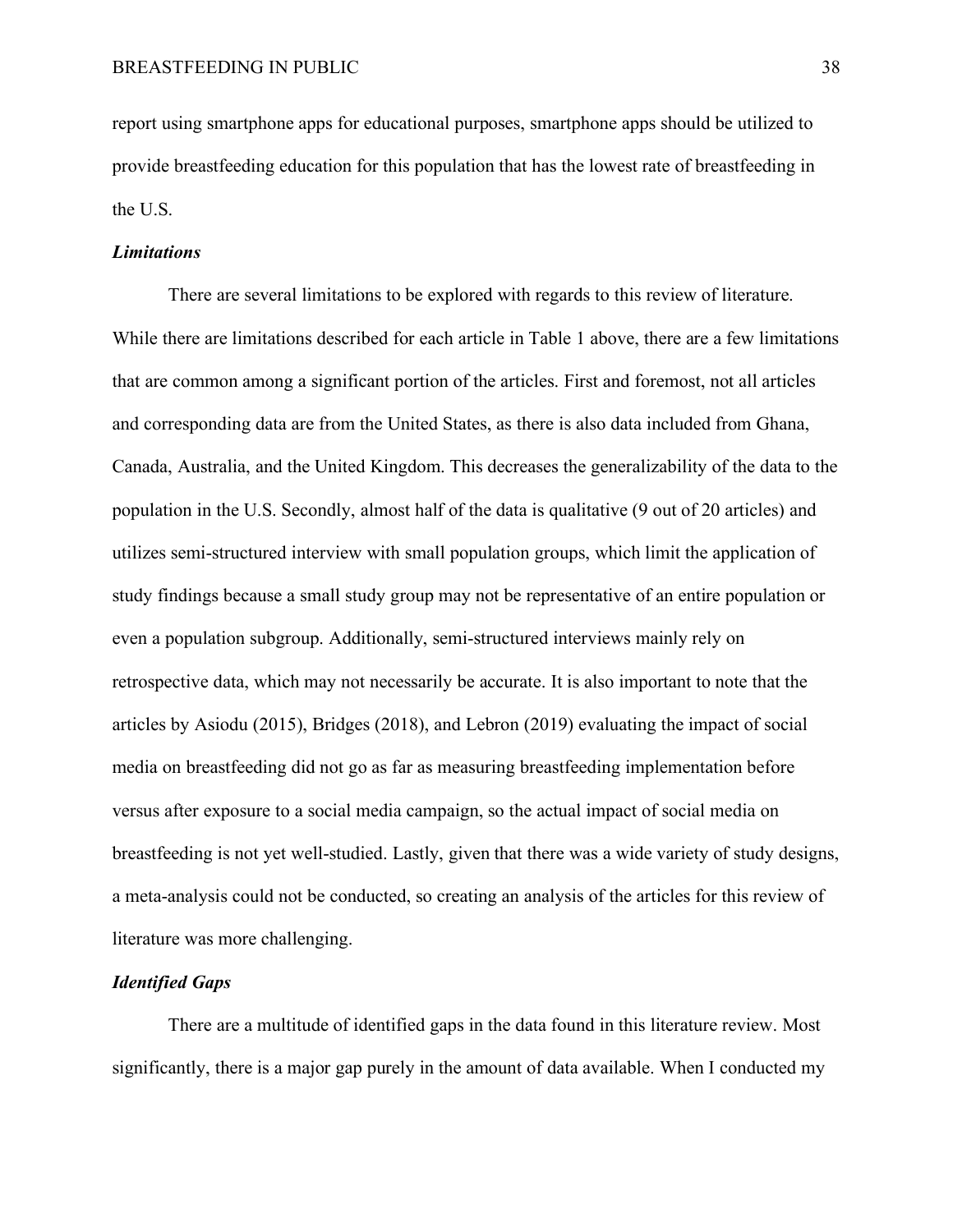report using smartphone apps for educational purposes, smartphone apps should be utilized to provide breastfeeding education for this population that has the lowest rate of breastfeeding in the U.S.

### *Limitations*

There are several limitations to be explored with regards to this review of literature. While there are limitations described for each article in Table 1 above, there are a few limitations that are common among a significant portion of the articles. First and foremost, not all articles and corresponding data are from the United States, as there is also data included from Ghana, Canada, Australia, and the United Kingdom. This decreases the generalizability of the data to the population in the U.S. Secondly, almost half of the data is qualitative (9 out of 20 articles) and utilizes semi-structured interview with small population groups, which limit the application of study findings because a small study group may not be representative of an entire population or even a population subgroup. Additionally, semi-structured interviews mainly rely on retrospective data, which may not necessarily be accurate. It is also important to note that the articles by Asiodu (2015), Bridges (2018), and Lebron (2019) evaluating the impact of social media on breastfeeding did not go as far as measuring breastfeeding implementation before versus after exposure to a social media campaign, so the actual impact of social media on breastfeeding is not yet well-studied. Lastly, given that there was a wide variety of study designs, a meta-analysis could not be conducted, so creating an analysis of the articles for this review of literature was more challenging.

### *Identified Gaps*

There are a multitude of identified gaps in the data found in this literature review. Most significantly, there is a major gap purely in the amount of data available. When I conducted my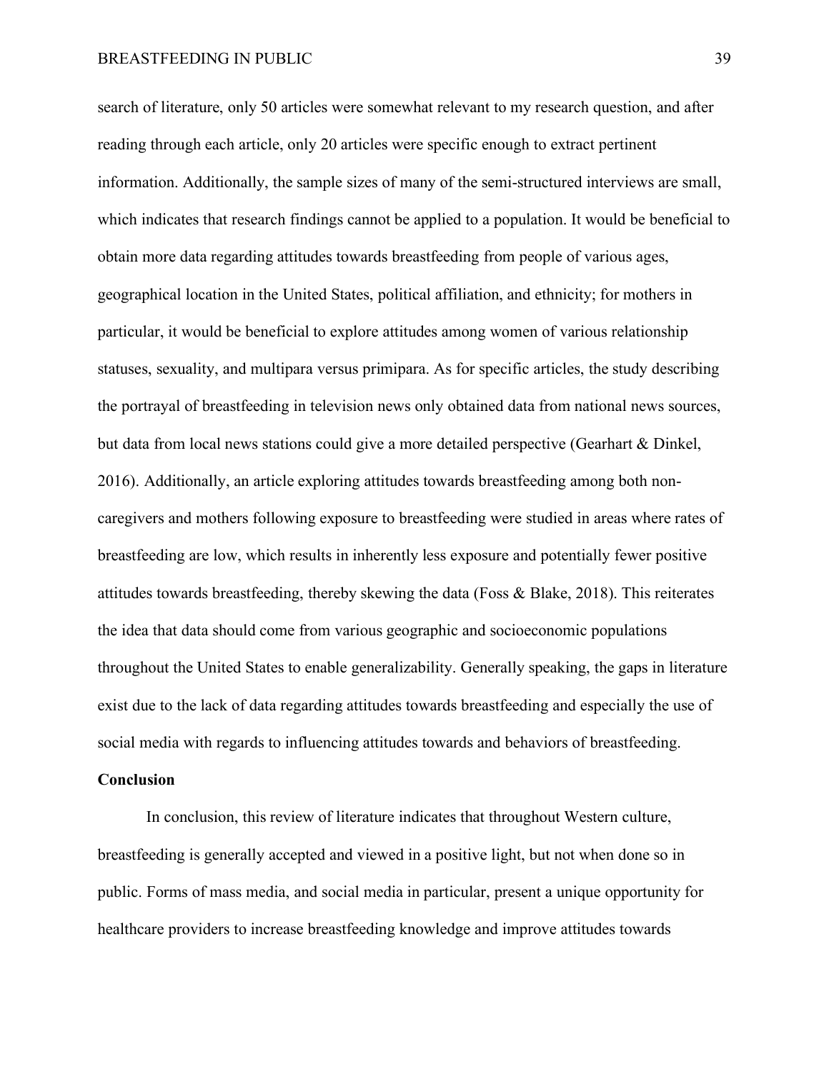search of literature, only 50 articles were somewhat relevant to my research question, and after reading through each article, only 20 articles were specific enough to extract pertinent information. Additionally, the sample sizes of many of the semi-structured interviews are small, which indicates that research findings cannot be applied to a population. It would be beneficial to obtain more data regarding attitudes towards breastfeeding from people of various ages, geographical location in the United States, political affiliation, and ethnicity; for mothers in particular, it would be beneficial to explore attitudes among women of various relationship statuses, sexuality, and multipara versus primipara. As for specific articles, the study describing the portrayal of breastfeeding in television news only obtained data from national news sources, but data from local news stations could give a more detailed perspective (Gearhart & Dinkel, 2016). Additionally, an article exploring attitudes towards breastfeeding among both non-caregivers and mothers following exposure to breastfeeding were studied in areas where rates of breastfeeding are low, which results in inherently less exposure and potentially fewer positive attitudes towards breastfeeding, thereby skewing the data (Foss & Blake, 2018). This reiterates the idea that data should come from various geographic and socioeconomic populations throughout the United States to enable generalizability. Generally speaking, the gaps in literature exist due to the lack of data regarding attitudes towards breastfeeding and especially the use of social media with regards to influencing attitudes towards and behaviors of breastfeeding.

**Conclusion**

In conclusion, this review of literature indicates that throughout Western culture, breastfeeding is generally accepted and viewed in a positive light, but not when done so in public. Forms of mass media, and social media in particular, present a unique opportunity for healthcare providers to increase breastfeeding knowledge and improve attitudes towards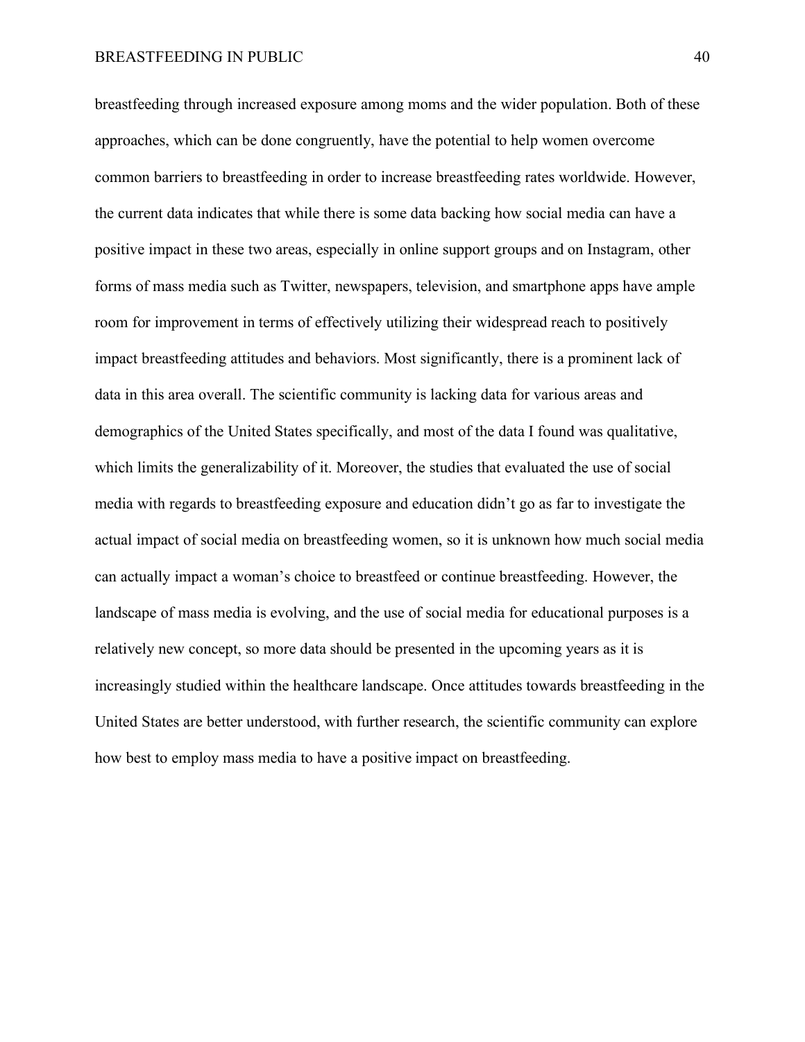breastfeeding through increased exposure among moms and the wider population. Both of these approaches, which can be done congruently, have the potential to help women overcome common barriers to breastfeeding in order to increase breastfeeding rates worldwide. However, the current data indicates that while there is some data backing how social media can have a positive impact in these two areas, especially in online support groups and on Instagram, other forms of mass media such as Twitter, newspapers, television, and smartphone apps have ample room for improvement in terms of effectively utilizing their widespread reach to positively impact breastfeeding attitudes and behaviors. Most significantly, there is a prominent lack of data in this area overall. The scientific community is lacking data for various areas and demographics of the United States specifically, and most of the data I found was qualitative, which limits the generalizability of it. Moreover, the studies that evaluated the use of social media with regards to breastfeeding exposure and education didn't go as far to investigate the actual impact of social media on breastfeeding women, so it is unknown how much social media can actually impact a woman's choice to breastfeed or continue breastfeeding. However, the landscape of mass media is evolving, and the use of social media for educational purposes is a relatively new concept, so more data should be presented in the upcoming years as it is increasingly studied within the healthcare landscape. Once attitudes towards breastfeeding in the United States are better understood, with further research, the scientific community can explore how best to employ mass media to have a positive impact on breastfeeding.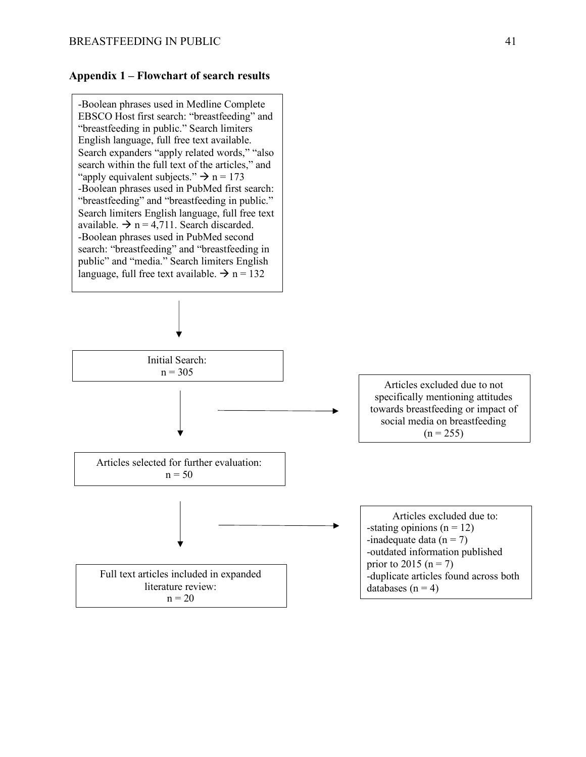**Appendix 1 – Flowchart of search results**

-Boolean phrases used in Medline Complete EBSCO Host first search: “breastfeeding” and “breastfeeding in public.” Search limiters English language, full free text available. Search expanders “apply related words,” “also search within the full text of the articles,” and “apply equivalent subjects.” → n = 173
-Boolean phrases used in PubMed first search: “breastfeeding” and “breastfeeding in public.” Search limiters English language, full free text available. → n = 4,711. Search discarded.
-Boolean phrases used in PubMed second search: “breastfeeding” and “breastfeeding in public” and “media.” Search limiters English language, full free text available. → n = 132

↓

Initial Search:
n = 305

↓ → Articles excluded due to not specifically mentioning attitudes towards breastfeeding or impact of social media on breastfeeding (n = 255)

Articles selected for further evaluation:
n = 50

↓ → Articles excluded due to:
-stating opinions (n = 12)
-inadequate data (n = 7)
-outdated information published prior to 2015 (n = 7)
-duplicate articles found across both databases (n = 4)

Full text articles included in expanded literature review:
n = 20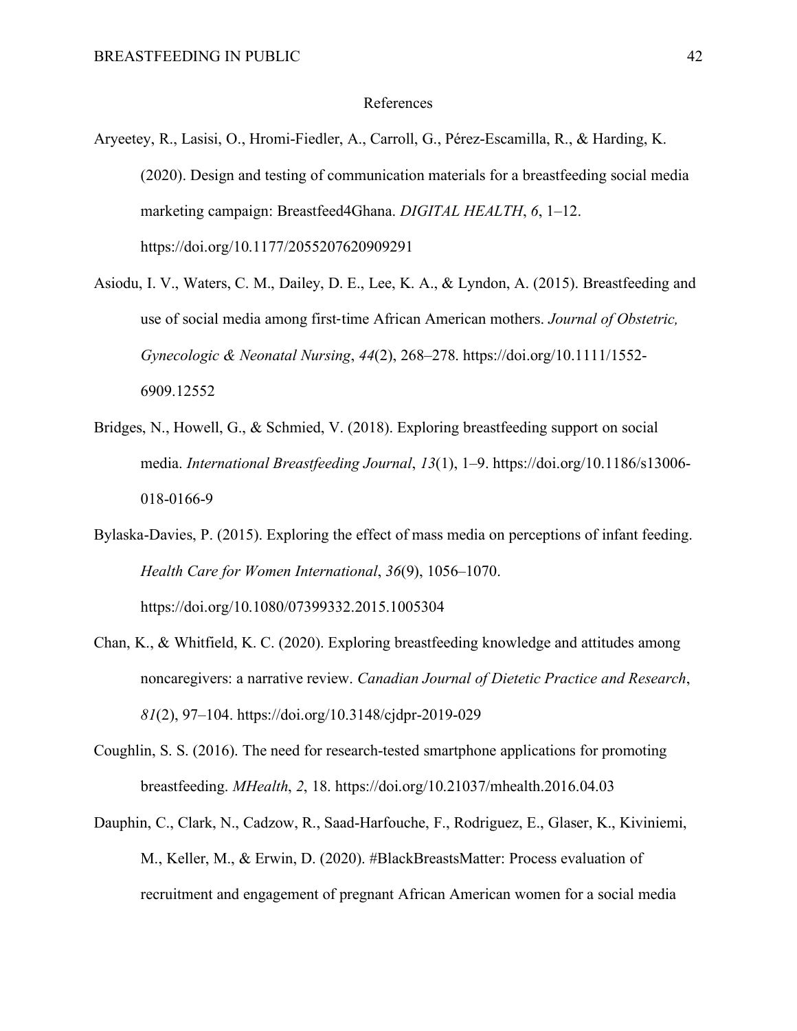# References

Aryeetey, R., Lasisi, O., Hromi-Fiedler, A., Carroll, G., Pérez-Escamilla, R., & Harding, K. (2020). Design and testing of communication materials for a breastfeeding social media marketing campaign: Breastfeed4Ghana. *DIGITAL HEALTH*, *6*, 1–12. https://doi.org/10.1177/2055207620909291

Asiodu, I. V., Waters, C. M., Dailey, D. E., Lee, K. A., & Lyndon, A. (2015). Breastfeeding and use of social media among first-time African American mothers. *Journal of Obstetric, Gynecologic & Neonatal Nursing*, *44*(2), 268–278. https://doi.org/10.1111/1552-6909.12552

Bridges, N., Howell, G., & Schmied, V. (2018). Exploring breastfeeding support on social media. *International Breastfeeding Journal*, *13*(1), 1–9. https://doi.org/10.1186/s13006-018-0166-9

Bylaska-Davies, P. (2015). Exploring the effect of mass media on perceptions of infant feeding. *Health Care for Women International*, *36*(9), 1056–1070. https://doi.org/10.1080/07399332.2015.1005304

Chan, K., & Whitfield, K. C. (2020). Exploring breastfeeding knowledge and attitudes among noncaregivers: a narrative review. *Canadian Journal of Dietetic Practice and Research*, *81*(2), 97–104. https://doi.org/10.3148/cjdpr-2019-029

Coughlin, S. S. (2016). The need for research-tested smartphone applications for promoting breastfeeding. *MHealth*, *2*, 18. https://doi.org/10.21037/mhealth.2016.04.03

Dauphin, C., Clark, N., Cadzow, R., Saad-Harfouche, F., Rodriguez, E., Glaser, K., Kiviniemi, M., Keller, M., & Erwin, D. (2020). #BlackBreastsMatter: Process evaluation of recruitment and engagement of pregnant African American women for a social media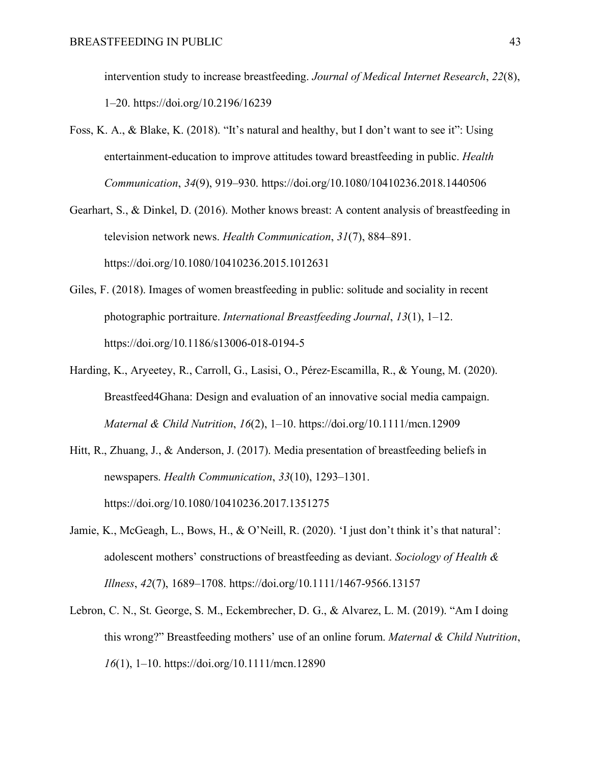intervention study to increase breastfeeding. *Journal of Medical Internet Research*, *22*(8), 1–20. https://doi.org/10.2196/16239

Foss, K. A., & Blake, K. (2018). "It's natural and healthy, but I don't want to see it": Using entertainment-education to improve attitudes toward breastfeeding in public. *Health Communication*, *34*(9), 919–930. https://doi.org/10.1080/10410236.2018.1440506

Gearhart, S., & Dinkel, D. (2016). Mother knows breast: A content analysis of breastfeeding in television network news. *Health Communication*, *31*(7), 884–891. https://doi.org/10.1080/10410236.2015.1012631

Giles, F. (2018). Images of women breastfeeding in public: solitude and sociality in recent photographic portraiture. *International Breastfeeding Journal*, *13*(1), 1–12. https://doi.org/10.1186/s13006-018-0194-5

Harding, K., Aryeetey, R., Carroll, G., Lasisi, O., Pérez-Escamilla, R., & Young, M. (2020). Breastfeed4Ghana: Design and evaluation of an innovative social media campaign. *Maternal & Child Nutrition*, *16*(2), 1–10. https://doi.org/10.1111/mcn.12909

Hitt, R., Zhuang, J., & Anderson, J. (2017). Media presentation of breastfeeding beliefs in newspapers. *Health Communication*, *33*(10), 1293–1301. https://doi.org/10.1080/10410236.2017.1351275

Jamie, K., McGeagh, L., Bows, H., & O'Neill, R. (2020). 'I just don't think it's that natural': adolescent mothers' constructions of breastfeeding as deviant. *Sociology of Health & Illness*, *42*(7), 1689–1708. https://doi.org/10.1111/1467-9566.13157

Lebron, C. N., St. George, S. M., Eckembrecher, D. G., & Alvarez, L. M. (2019). "Am I doing this wrong?" Breastfeeding mothers' use of an online forum. *Maternal & Child Nutrition*, *16*(1), 1–10. https://doi.org/10.1111/mcn.12890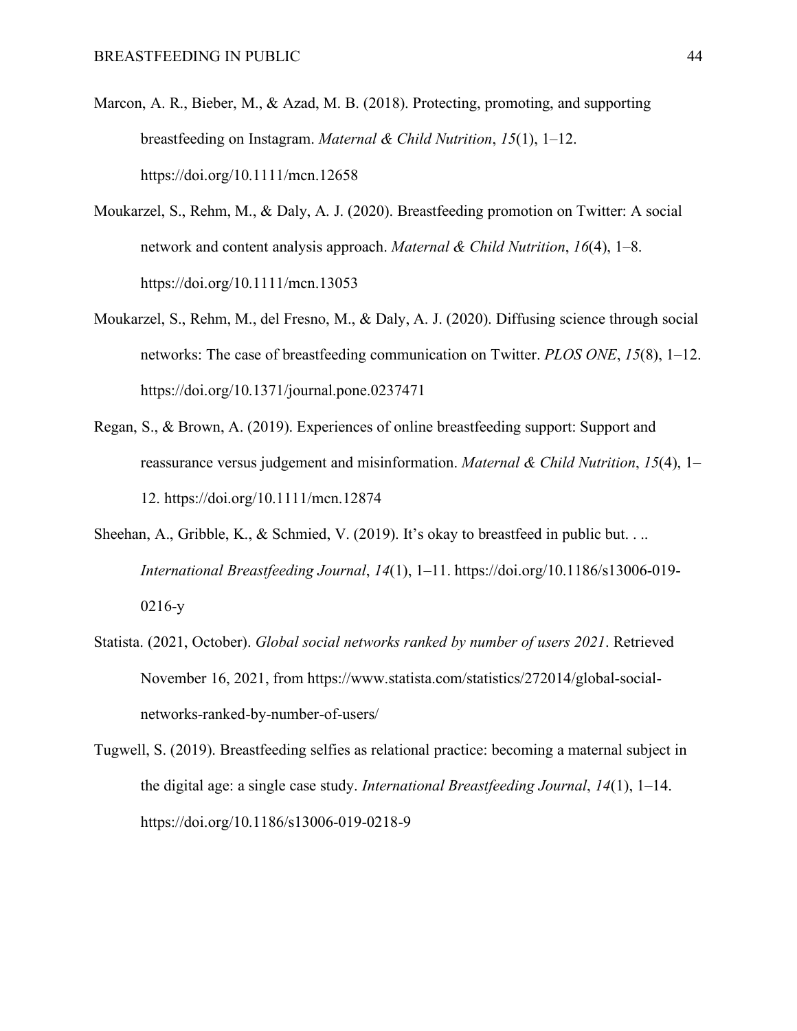Marcon, A. R., Bieber, M., & Azad, M. B. (2018). Protecting, promoting, and supporting breastfeeding on Instagram. *Maternal & Child Nutrition*, *15*(1), 1–12. https://doi.org/10.1111/mcn.12658

Moukarzel, S., Rehm, M., & Daly, A. J. (2020). Breastfeeding promotion on Twitter: A social network and content analysis approach. *Maternal & Child Nutrition*, *16*(4), 1–8. https://doi.org/10.1111/mcn.13053

Moukarzel, S., Rehm, M., del Fresno, M., & Daly, A. J. (2020). Diffusing science through social networks: The case of breastfeeding communication on Twitter. *PLOS ONE*, *15*(8), 1–12. https://doi.org/10.1371/journal.pone.0237471

Regan, S., & Brown, A. (2019). Experiences of online breastfeeding support: Support and reassurance versus judgement and misinformation. *Maternal & Child Nutrition*, *15*(4), 1–12. https://doi.org/10.1111/mcn.12874

Sheehan, A., Gribble, K., & Schmied, V. (2019). It's okay to breastfeed in public but. . .. *International Breastfeeding Journal*, *14*(1), 1–11. https://doi.org/10.1186/s13006-019-0216-y

Statista. (2021, October). *Global social networks ranked by number of users 2021*. Retrieved November 16, 2021, from https://www.statista.com/statistics/272014/global-social-networks-ranked-by-number-of-users/

Tugwell, S. (2019). Breastfeeding selfies as relational practice: becoming a maternal subject in the digital age: a single case study. *International Breastfeeding Journal*, *14*(1), 1–14. https://doi.org/10.1186/s13006-019-0218-9